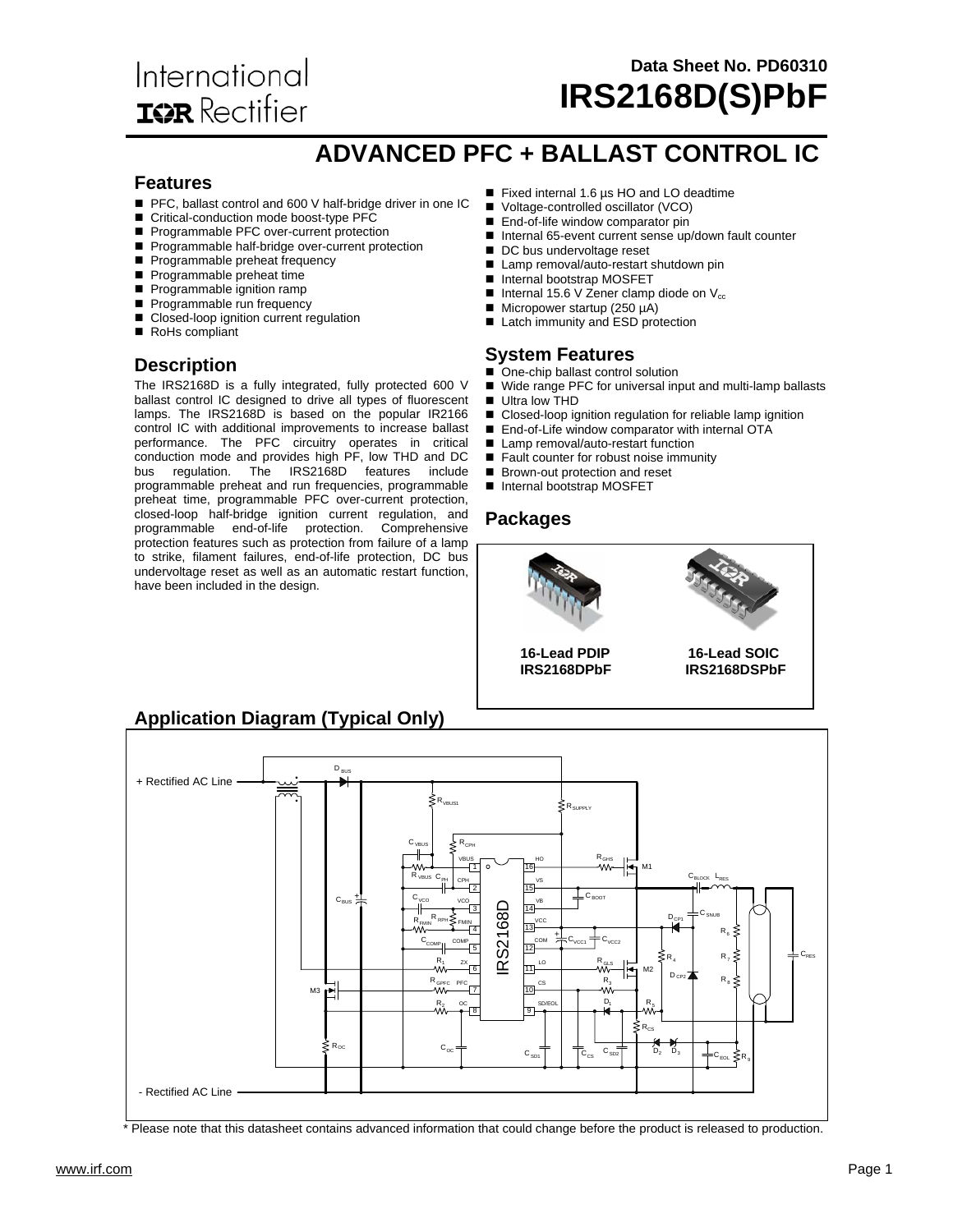International
IOR Rectifier

Data Sheet No. PD60310

# IRS2168D(S)PbF

## ADVANCED PFC + BALLAST CONTROL IC

### Features

- PFC, ballast control and 600 V half-bridge driver in one IC
- Critical-conduction mode boost-type PFC
- Programmable PFC over-current protection
- Programmable half-bridge over-current protection
- Programmable preheat frequency
- Programmable preheat time
- Programmable ignition ramp
- Programmable run frequency
- Closed-loop ignition current regulation
- RoHs compliant
- Fixed internal 1.6 µs HO and LO deadtime
- Voltage-controlled oscillator (VCO)
- End-of-life window comparator pin
- Internal 65-event current sense up/down fault counter
- DC bus undervoltage reset
- Lamp removal/auto-restart shutdown pin
- Internal bootstrap MOSFET
- Internal 15.6 V Zener clamp diode on $V_{cc}$
- Micropower startup (250 µA)
- Latch immunity and ESD protection

### Description

The IRS2168D is a fully integrated, fully protected 600 V ballast control IC designed to drive all types of fluorescent lamps. The IRS2168D is based on the popular IR2166 control IC with additional improvements to increase ballast performance. The PFC circuitry operates in critical conduction mode and provides high PF, low THD and DC bus regulation. The IRS2168D features include programmable preheat and run frequencies, programmable preheat time, programmable PFC over-current protection, closed-loop half-bridge ignition current regulation, and programmable end-of-life protection. Comprehensive protection features such as protection from failure of a lamp to strike, filament failures, end-of-life protection, DC bus undervoltage reset as well as an automatic restart function, have been included in the design.

### System Features

- One-chip ballast control solution
- Wide range PFC for universal input and multi-lamp ballasts
- Ultra low THD
- Closed-loop ignition regulation for reliable lamp ignition
- End-of-Life window comparator with internal OTA
- Lamp removal/auto-restart function
- Fault counter for robust noise immunity
- Brown-out protection and reset
- Internal bootstrap MOSFET

### Packages

| 16-Lead PDIP | 16-Lead SOIC |
|---|---|
| IRS2168DPbF | IRS2168DSPbF |

### Application Diagram (Typical Only)

\* Please note that this datasheet contains advanced information that could change before the product is released to production.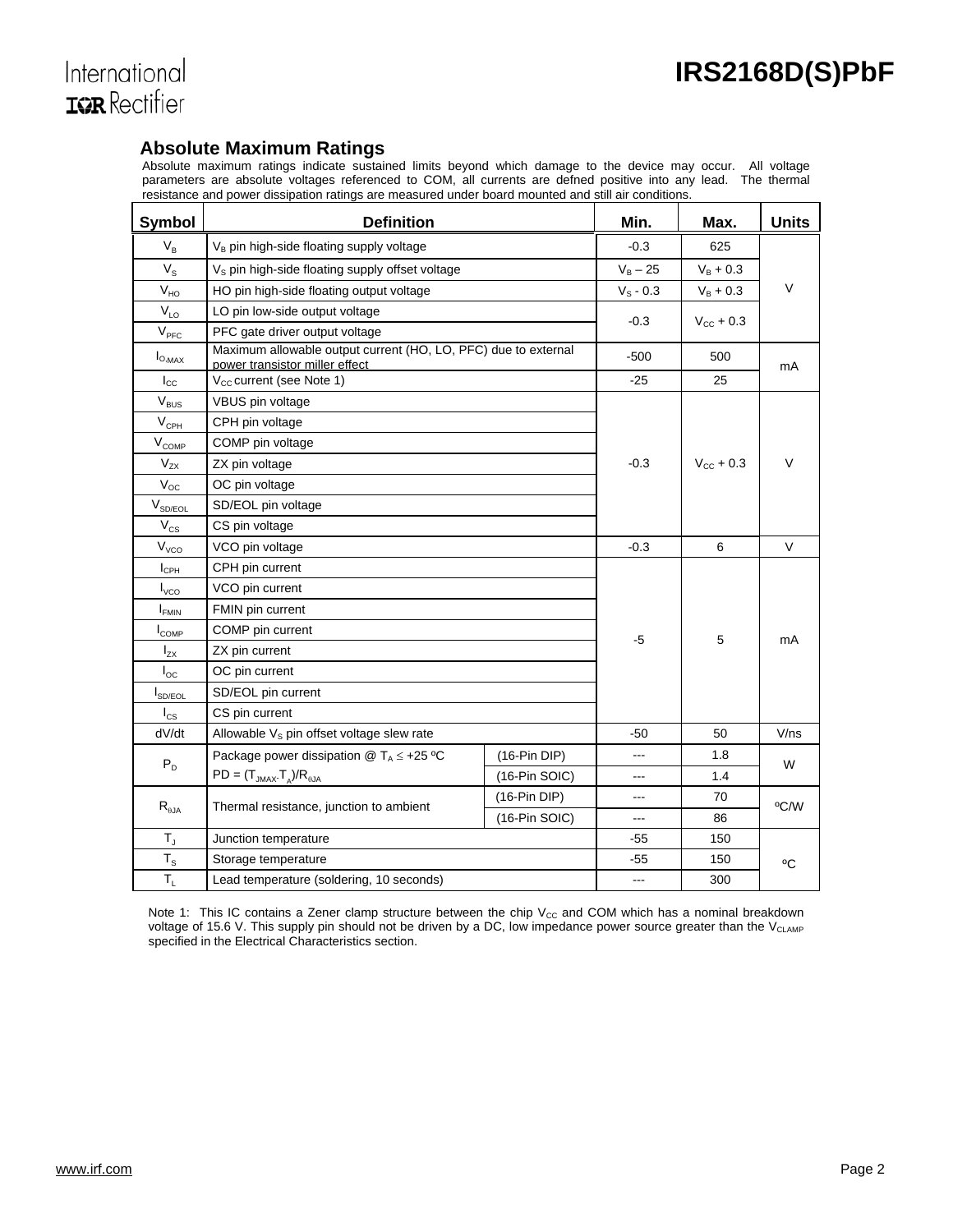## Absolute Maximum Ratings

Absolute maximum ratings indicate sustained limits beyond which damage to the device may occur. All voltage parameters are absolute voltages referenced to COM, all currents are defned positive into any lead. The thermal resistance and power dissipation ratings are measured under board mounted and still air conditions.

| Symbol | Definition | | Min. | Max. | Units |
|---|---|---|---|---|---|
| $V_B$ | $V_B$ pin high-side floating supply voltage | | -0.3 | 625 | V |
| $V_S$ | $V_S$ pin high-side floating supply offset voltage | | $V_B$ – 25 | $V_B$ + 0.3 | V |
| $V_{HO}$ | HO pin high-side floating output voltage | | $V_S$ - 0.3 | $V_B$ + 0.3 | V |
| $V_{LO}$ | LO pin low-side output voltage | | -0.3 | $V_{CC}$ + 0.3 | V |
| $V_{PFC}$ | PFC gate driver output voltage | | -0.3 | $V_{CC}$ + 0.3 | V |
| $I_{O,MAX}$ | Maximum allowable output current (HO, LO, PFC) due to external power transistor miller effect | | -500 | 500 | mA |
| $I_{CC}$ | $V_{CC}$ current (see Note 1) | | -25 | 25 | mA |
| $V_{BUS}$ | VBUS pin voltage | | -0.3 | $V_{CC}$ + 0.3 | V |
| $V_{CPH}$ | CPH pin voltage | | -0.3 | $V_{CC}$ + 0.3 | V |
| $V_{COMP}$ | COMP pin voltage | | -0.3 | $V_{CC}$ + 0.3 | V |
| $V_{ZX}$ | ZX pin voltage | | -0.3 | $V_{CC}$ + 0.3 | V |
| $V_{OC}$ | OC pin voltage | | -0.3 | $V_{CC}$ + 0.3 | V |
| $V_{SD/EOL}$ | SD/EOL pin voltage | | -0.3 | $V_{CC}$ + 0.3 | V |
| $V_{CS}$ | CS pin voltage | | -0.3 | $V_{CC}$ + 0.3 | V |
| $V_{VCO}$ | VCO pin voltage | | -0.3 | 6 | V |
| $I_{CPH}$ | CPH pin current | | -5 | 5 | mA |
| $I_{VCO}$ | VCO pin current | | -5 | 5 | mA |
| $I_{FMIN}$ | FMIN pin current | | -5 | 5 | mA |
| $I_{COMP}$ | COMP pin current | | -5 | 5 | mA |
| $I_{ZX}$ | ZX pin current | | -5 | 5 | mA |
| $I_{OC}$ | OC pin current | | -5 | 5 | mA |
| $I_{SD/EOL}$ | SD/EOL pin current | | -5 | 5 | mA |
| $I_{CS}$ | CS pin current | | -5 | 5 | mA |
| dV/dt | Allowable $V_S$ pin offset voltage slew rate | | -50 | 50 | V/ns |
| $P_D$ | Package power dissipation @ $T_A \leq$ +25 ºC PD = $(T_{JMAX}-T_A)/R_{\theta JA}$ | (16-Pin DIP) | --- | 1.8 | W |
| | | (16-Pin SOIC) | --- | 1.4 | |
| $R_{\theta JA}$ | Thermal resistance, junction to ambient | (16-Pin DIP) | --- | 70 | ºC/W |
| | | (16-Pin SOIC) | --- | 86 | |
| $T_J$ | Junction temperature | | -55 | 150 | ºC |
| $T_S$ | Storage temperature | | -55 | 150 | ºC |
| $T_L$ | Lead temperature (soldering, 10 seconds) | | --- | 300 | ºC |

Note 1: This IC contains a Zener clamp structure between the chip $V_{CC}$ and COM which has a nominal breakdown voltage of 15.6 V. This supply pin should not be driven by a DC, low impedance power source greater than the $V_{CLAMP}$ specified in the Electrical Characteristics section.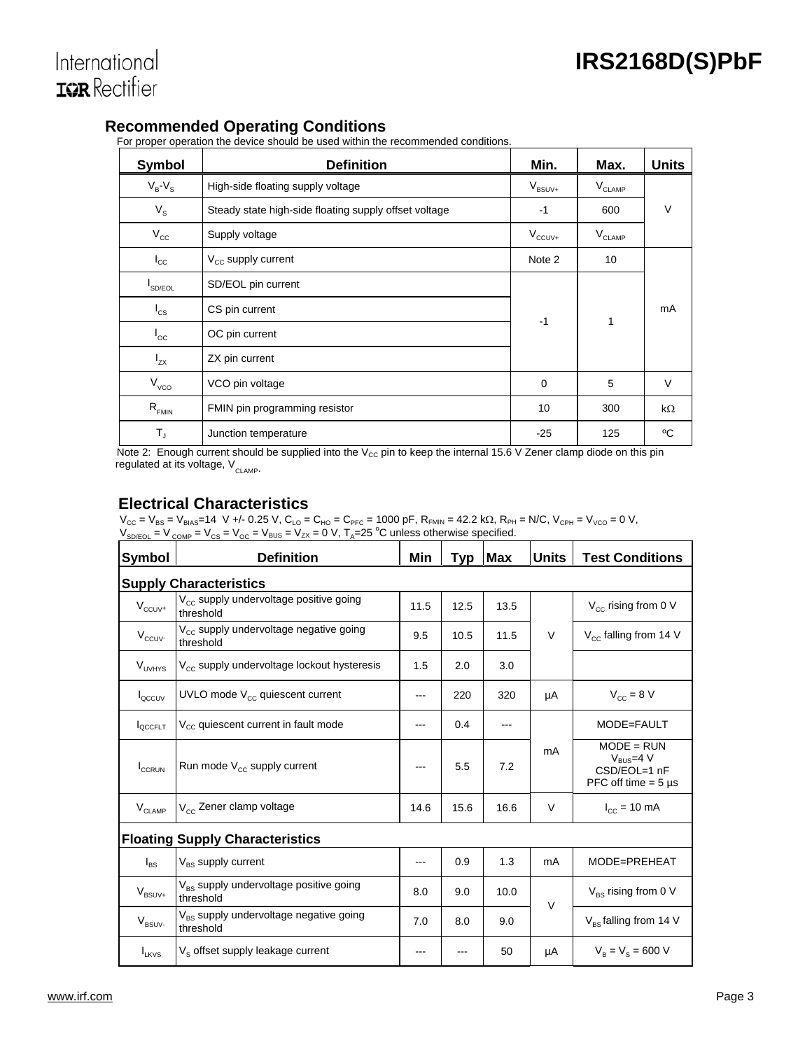## Recommended Operating Conditions

For proper operation the device should be used within the recommended conditions.

| Symbol | Definition | Min. | Max. | Units |
|---|---|---|---|---|
| $V_B$-$V_S$ | High-side floating supply voltage | $V_{BSUV+}$ | $V_{CLAMP}$ | V |
| $V_S$ | Steady state high-side floating supply offset voltage | -1 | 600 | V |
| $V_{CC}$ | Supply voltage | $V_{CCUV+}$ | $V_{CLAMP}$ | V |
| $I_{CC}$ | $V_{CC}$ supply current | Note 2 | 10 | mA |
| $I_{SD/EOL}$ | SD/EOL pin current | -1 | 1 | mA |
| $I_{CS}$ | CS pin current | -1 | 1 | mA |
| $I_{OC}$ | OC pin current | -1 | 1 | mA |
| $I_{ZX}$ | ZX pin current | -1 | 1 | mA |
| $V_{VCO}$ | VCO pin voltage | 0 | 5 | V |
| $R_{FMIN}$ | FMIN pin programming resistor | 10 | 300 | kΩ |
| $T_J$ | Junction temperature | -25 | 125 | ºC |

Note 2: Enough current should be supplied into the $V_{CC}$ pin to keep the internal 15.6 V Zener clamp diode on this pin regulated at its voltage, $V_{CLAMP}$.

## Electrical Characteristics

$V_{CC}$ = $V_{BS}$ = $V_{BIAS}$=14 V +/- 0.25 V, $C_{LO}$ = $C_{HO}$ = $C_{PFC}$ = 1000 pF, $R_{FMIN}$ = 42.2 kΩ, $R_{PH}$ = N/C, $V_{CPH}$ = $V_{VCO}$ = 0 V, $V_{SD/EOL}$ = $V_{COMP}$ = $V_{CS}$ = $V_{OC}$ = $V_{BUS}$ = $V_{ZX}$ = 0 V, $T_A$=25 °C unless otherwise specified.

| Symbol | Definition | Min | Typ | Max | Units | Test Conditions |
|---|---|---|---|---|---|---|
| **Supply Characteristics** | | | | | | |
| $V_{CCUV+}$ | $V_{CC}$ supply undervoltage positive going threshold | 11.5 | 12.5 | 13.5 | V | $V_{CC}$ rising from 0 V |
| $V_{CCUV-}$ | $V_{CC}$ supply undervoltage negative going threshold | 9.5 | 10.5 | 11.5 | V | $V_{CC}$ falling from 14 V |
| $V_{UVHYS}$ | $V_{CC}$ supply undervoltage lockout hysteresis | 1.5 | 2.0 | 3.0 | V | |
| $I_{QCCUV}$ | UVLO mode $V_{CC}$ quiescent current | --- | 220 | 320 | µA | $V_{CC}$ = 8 V |
| $I_{QCCFLT}$ | $V_{CC}$ quiescent current in fault mode | --- | 0.4 | --- | mA | MODE=FAULT |
| $I_{CCRUN}$ | Run mode $V_{CC}$ supply current | --- | 5.5 | 7.2 | mA | MODE = RUN, $V_{BUS}$=4 V, CSD/EOL=1 nF, PFC off time = 5 µs |
| $V_{CLAMP}$ | $V_{CC}$ Zener clamp voltage | 14.6 | 15.6 | 16.6 | V | $I_{CC}$ = 10 mA |
| **Floating Supply Characteristics** | | | | | | |
| $I_{BS}$ | $V_{BS}$ supply current | --- | 0.9 | 1.3 | mA | MODE=PREHEAT |
| $V_{BSUV+}$ | $V_{BS}$ supply undervoltage positive going threshold | 8.0 | 9.0 | 10.0 | V | $V_{BS}$ rising from 0 V |
| $V_{BSUV-}$ | $V_{BS}$ supply undervoltage negative going threshold | 7.0 | 8.0 | 9.0 | V | $V_{BS}$ falling from 14 V |
| $I_{LKVS}$ | $V_S$ offset supply leakage current | --- | --- | 50 | µA | $V_B$ = $V_S$ = 600 V |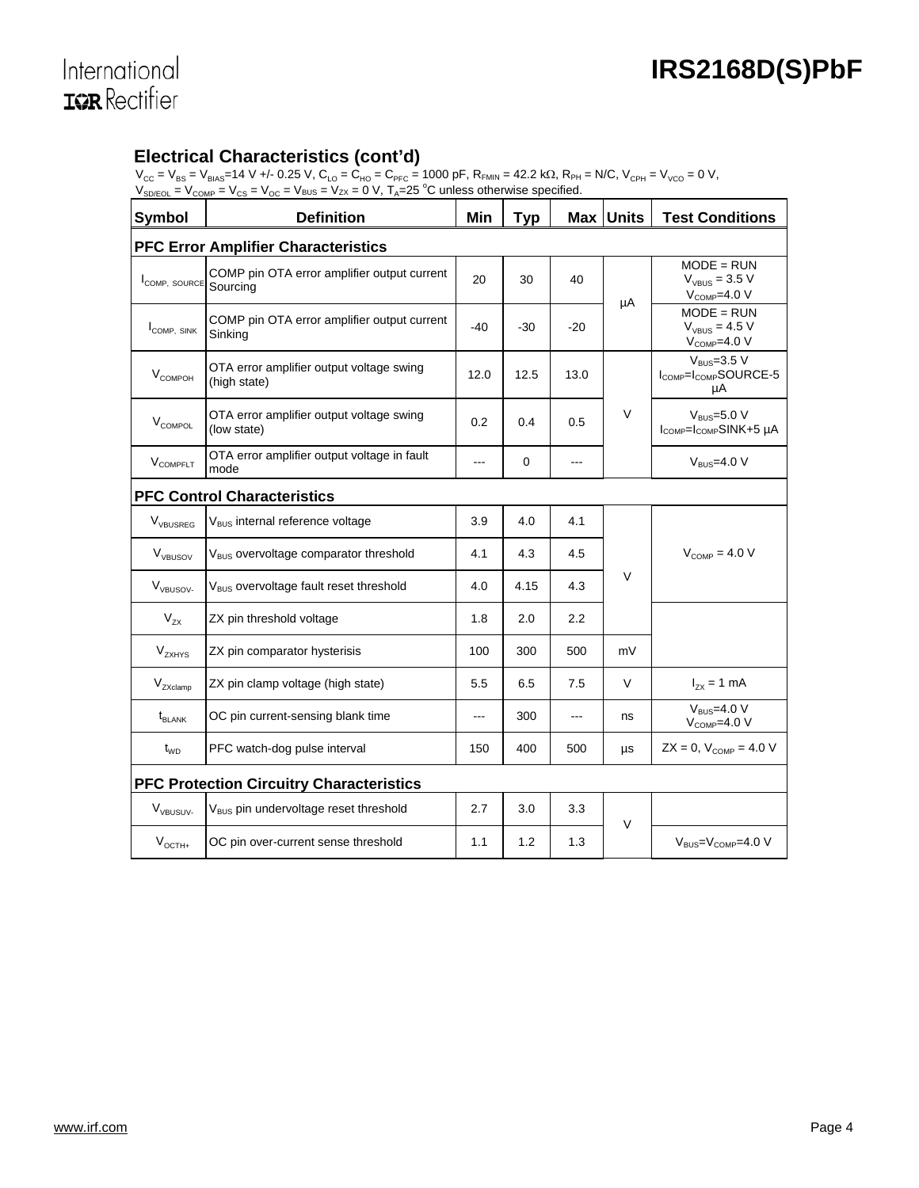## Electrical Characteristics (cont'd)

$V_{CC} = V_{BS} = V_{BIAS}$=14 V +/- 0.25 V, $C_{LO} = C_{HO} = C_{PFC}$ = 1000 pF, $R_{FMIN}$ = 42.2 kΩ, $R_{PH}$ = N/C, $V_{CPH} = V_{VCO}$ = 0 V, $V_{SD/EOL} = V_{COMP} = V_{CS} = V_{OC} = V_{BUS} = V_{ZX}$ = 0 V, $T_A$=25 °C unless otherwise specified.

| Symbol | Definition | Min | Typ | Max | Units | Test Conditions |
|---|---|---|---|---|---|---|
| **PFC Error Amplifier Characteristics** | | | | | | |
| $I_{COMP,\ SOURCE}$ | COMP pin OTA error amplifier output current Sourcing | 20 | 30 | 40 | µA | MODE = RUN $V_{VBUS}$ = 3.5 V $V_{COMP}$=4.0 V |
| $I_{COMP,\ SINK}$ | COMP pin OTA error amplifier output current Sinking | -40 | -30 | -20 | µA | MODE = RUN $V_{VBUS}$ = 4.5 V $V_{COMP}$=4.0 V |
| $V_{COMPOH}$ | OTA error amplifier output voltage swing (high state) | 12.0 | 12.5 | 13.0 | V | $V_{BUS}$=3.5 V $I_{COMP}$=$I_{COMP}$SOURCE-5 µA |
| $V_{COMPOL}$ | OTA error amplifier output voltage swing (low state) | 0.2 | 0.4 | 0.5 | V | $V_{BUS}$=5.0 V $I_{COMP}$=$I_{COMP}$SINK+5 µA |
| $V_{COMPFLT}$ | OTA error amplifier output voltage in fault mode | --- | 0 | --- | V | $V_{BUS}$=4.0 V |
| **PFC Control Characteristics** | | | | | | |
| $V_{VBUSREG}$ | $V_{BUS}$ internal reference voltage | 3.9 | 4.0 | 4.1 | V | $V_{COMP}$ = 4.0 V |
| $V_{VBUSOV}$ | $V_{BUS}$ overvoltage comparator threshold | 4.1 | 4.3 | 4.5 | V | $V_{COMP}$ = 4.0 V |
| $V_{VBUSOV-}$ | $V_{BUS}$ overvoltage fault reset threshold | 4.0 | 4.15 | 4.3 | V | $V_{COMP}$ = 4.0 V |
| $V_{ZX}$ | ZX pin threshold voltage | 1.8 | 2.0 | 2.2 | V | |
| $V_{ZXHYS}$ | ZX pin comparator hysterisis | 100 | 300 | 500 | mV | |
| $V_{ZXclamp}$ | ZX pin clamp voltage (high state) | 5.5 | 6.5 | 7.5 | V | $I_{ZX}$ = 1 mA |
| $t_{BLANK}$ | OC pin current-sensing blank time | --- | 300 | --- | ns | $V_{BUS}$=4.0 V $V_{COMP}$=4.0 V |
| $t_{WD}$ | PFC watch-dog pulse interval | 150 | 400 | 500 | µs | ZX = 0, $V_{COMP}$ = 4.0 V |
| **PFC Protection Circuitry Characteristics** | | | | | | |
| $V_{VBUSUV-}$ | $V_{BUS}$ pin undervoltage reset threshold | 2.7 | 3.0 | 3.3 | V | |
| $V_{OCTH+}$ | OC pin over-current sense threshold | 1.1 | 1.2 | 1.3 | V | $V_{BUS}$=$V_{COMP}$=4.0 V |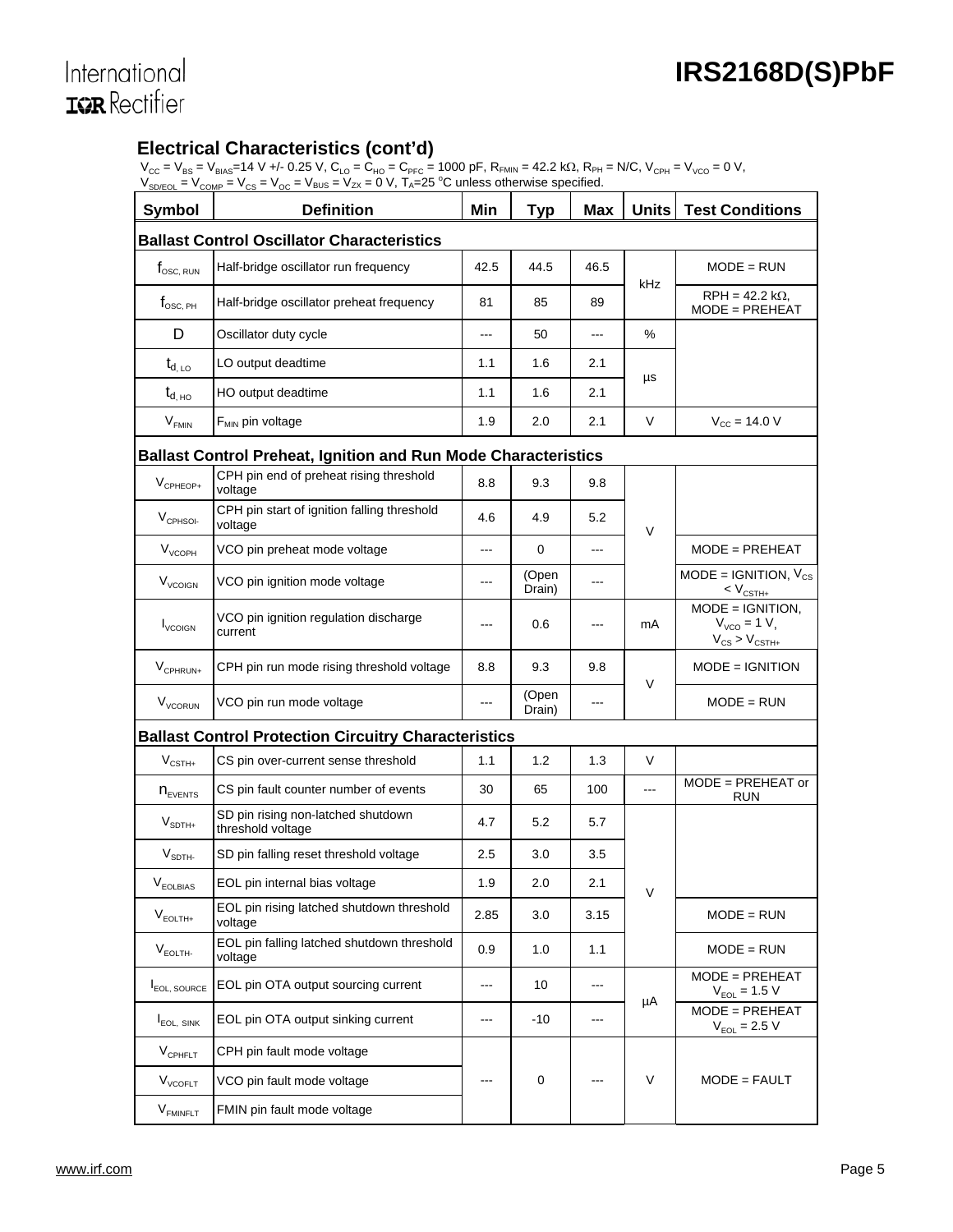## Electrical Characteristics (cont'd)

$V_{CC} = V_{BS} = V_{BIAS}$=14 V +/- 0.25 V, $C_{LO} = C_{HO} = C_{PFC}$ = 1000 pF, $R_{FMIN}$ = 42.2 kΩ, $R_{PH}$ = N/C, $V_{CPH} = V_{VCO}$ = 0 V, $V_{SD/EOL} = V_{COMP} = V_{CS} = V_{OC} = V_{BUS} = V_{ZX}$ = 0 V, $T_A$=25 °C unless otherwise specified.

| Symbol | Definition | Min | Typ | Max | Units | Test Conditions |
|---|---|---|---|---|---|---|
| **Ballast Control Oscillator Characteristics** | | | | | | |
| $f_{OSC, RUN}$ | Half-bridge oscillator run frequency | 42.5 | 44.5 | 46.5 | kHz | MODE = RUN |
| $f_{OSC, PH}$ | Half-bridge oscillator preheat frequency | 81 | 85 | 89 | kHz | RPH = 42.2 kΩ, MODE = PREHEAT |
| D | Oscillator duty cycle | --- | 50 | --- | % | |
| $t_{d, LO}$ | LO output deadtime | 1.1 | 1.6 | 2.1 | µs | |
| $t_{d, HO}$ | HO output deadtime | 1.1 | 1.6 | 2.1 | µs | |
| $V_{FMIN}$ | $F_{MIN}$ pin voltage | 1.9 | 2.0 | 2.1 | V | $V_{CC}$ = 14.0 V |
| **Ballast Control Preheat, Ignition and Run Mode Characteristics** | | | | | | |
| $V_{CPHEOP+}$ | CPH pin end of preheat rising threshold voltage | 8.8 | 9.3 | 9.8 | V | |
| $V_{CPHSOI-}$ | CPH pin start of ignition falling threshold voltage | 4.6 | 4.9 | 5.2 | V | |
| $V_{VCOPH}$ | VCO pin preheat mode voltage | --- | 0 | --- | V | MODE = PREHEAT |
| $V_{VCOIGN}$ | VCO pin ignition mode voltage | --- | (Open Drain) | --- | V | MODE = IGNITION, $V_{CS} < V_{CSTH+}$ |
| $I_{VCOIGN}$ | VCO pin ignition regulation discharge current | --- | 0.6 | --- | mA | MODE = IGNITION, $V_{VCO}$ = 1 V, $V_{CS} > V_{CSTH+}$ |
| $V_{CPHRUN+}$ | CPH pin run mode rising threshold voltage | 8.8 | 9.3 | 9.8 | V | MODE = IGNITION |
| $V_{VCORUN}$ | VCO pin run mode voltage | --- | (Open Drain) | --- | V | MODE = RUN |
| **Ballast Control Protection Circuitry Characteristics** | | | | | | |
| $V_{CSTH+}$ | CS pin over-current sense threshold | 1.1 | 1.2 | 1.3 | V | |
| $n_{EVENTS}$ | CS pin fault counter number of events | 30 | 65 | 100 | --- | MODE = PREHEAT or RUN |
| $V_{SDTH+}$ | SD pin rising non-latched shutdown threshold voltage | 4.7 | 5.2 | 5.7 | V | |
| $V_{SDTH-}$ | SD pin falling reset threshold voltage | 2.5 | 3.0 | 3.5 | V | |
| $V_{EOLBIAS}$ | EOL pin internal bias voltage | 1.9 | 2.0 | 2.1 | V | |
| $V_{EOLTH+}$ | EOL pin rising latched shutdown threshold voltage | 2.85 | 3.0 | 3.15 | V | MODE = RUN |
| $V_{EOLTH-}$ | EOL pin falling latched shutdown threshold voltage | 0.9 | 1.0 | 1.1 | V | MODE = RUN |
| $I_{EOL, SOURCE}$ | EOL pin OTA output sourcing current | --- | 10 | --- | µA | MODE = PREHEAT $V_{EOL}$ = 1.5 V |
| $I_{EOL, SINK}$ | EOL pin OTA output sinking current | --- | -10 | --- | µA | MODE = PREHEAT $V_{EOL}$ = 2.5 V |
| $V_{CPHFLT}$ | CPH pin fault mode voltage | --- | 0 | --- | V | MODE = FAULT |
| $V_{VCOFLT}$ | VCO pin fault mode voltage | --- | 0 | --- | V | MODE = FAULT |
| $V_{FMINFLT}$ | FMIN pin fault mode voltage | --- | 0 | --- | V | MODE = FAULT |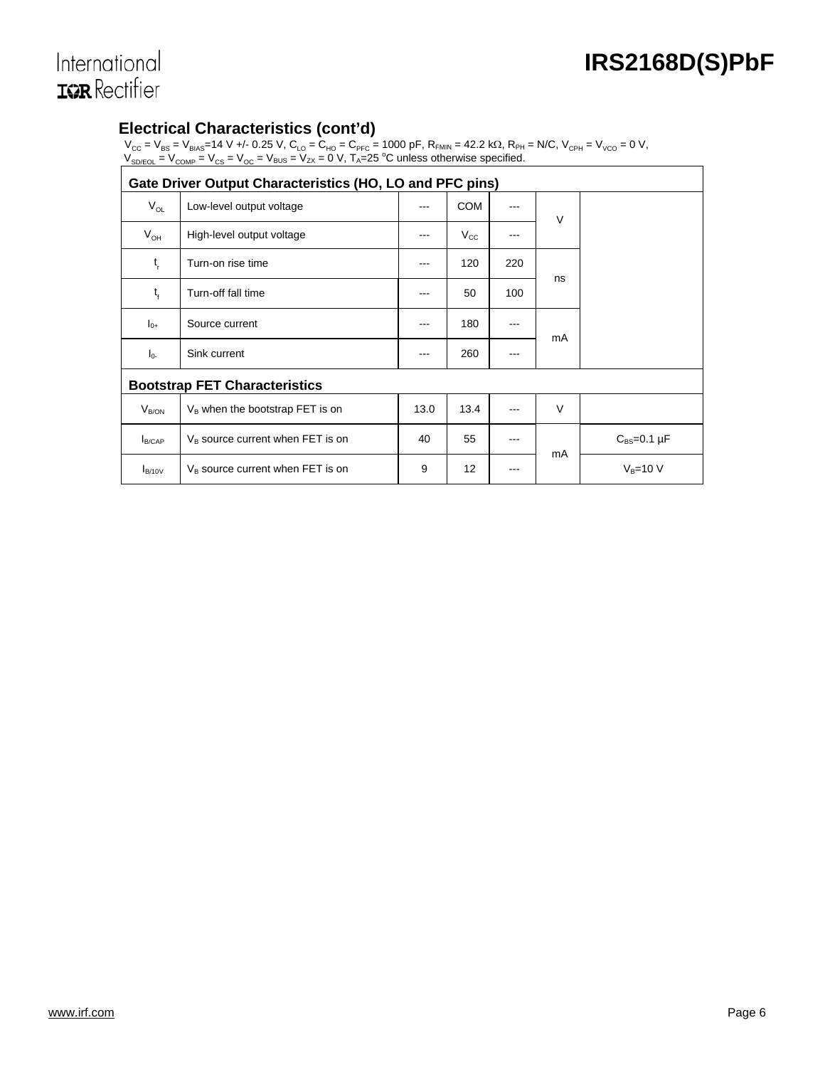## Electrical Characteristics (cont'd)

$V_{CC} = V_{BS} = V_{BIAS}$=14 V +/- 0.25 V, $C_{LO} = C_{HO} = C_{PFC}$ = 1000 pF, $R_{FMIN}$ = 42.2 kΩ, $R_{PH}$ = N/C, $V_{CPH} = V_{VCO}$ = 0 V, $V_{SD/EOL} = V_{COMP} = V_{CS} = V_{OC} = V_{BUS} = V_{ZX}$ = 0 V, $T_A$=25 °C unless otherwise specified.

| Symbol | Definition | Min | Typ | Max | Units | Test Conditions |
|---|---|---|---|---|---|---|
| **Gate Driver Output Characteristics (HO, LO and PFC pins)** | | | | | | |
| $V_{OL}$ | Low-level output voltage | --- | COM | --- | V | |
| $V_{OH}$ | High-level output voltage | --- | $V_{CC}$ | --- | V | |
| $t_r$ | Turn-on rise time | --- | 120 | 220 | ns | |
| $t_f$ | Turn-off fall time | --- | 50 | 100 | ns | |
| $I_{0+}$ | Source current | --- | 180 | --- | mA | |
| $I_{0-}$ | Sink current | --- | 260 | --- | mA | |
| **Bootstrap FET Characteristics** | | | | | | |
| $V_{B/ON}$ | $V_B$ when the bootstrap FET is on | 13.0 | 13.4 | --- | V | |
| $I_{B/CAP}$ | $V_B$ source current when FET is on | 40 | 55 | --- | mA | $C_{BS}$=0.1 µF |
| $I_{B/10V}$ | $V_B$ source current when FET is on | 9 | 12 | --- | mA | $V_B$=10 V |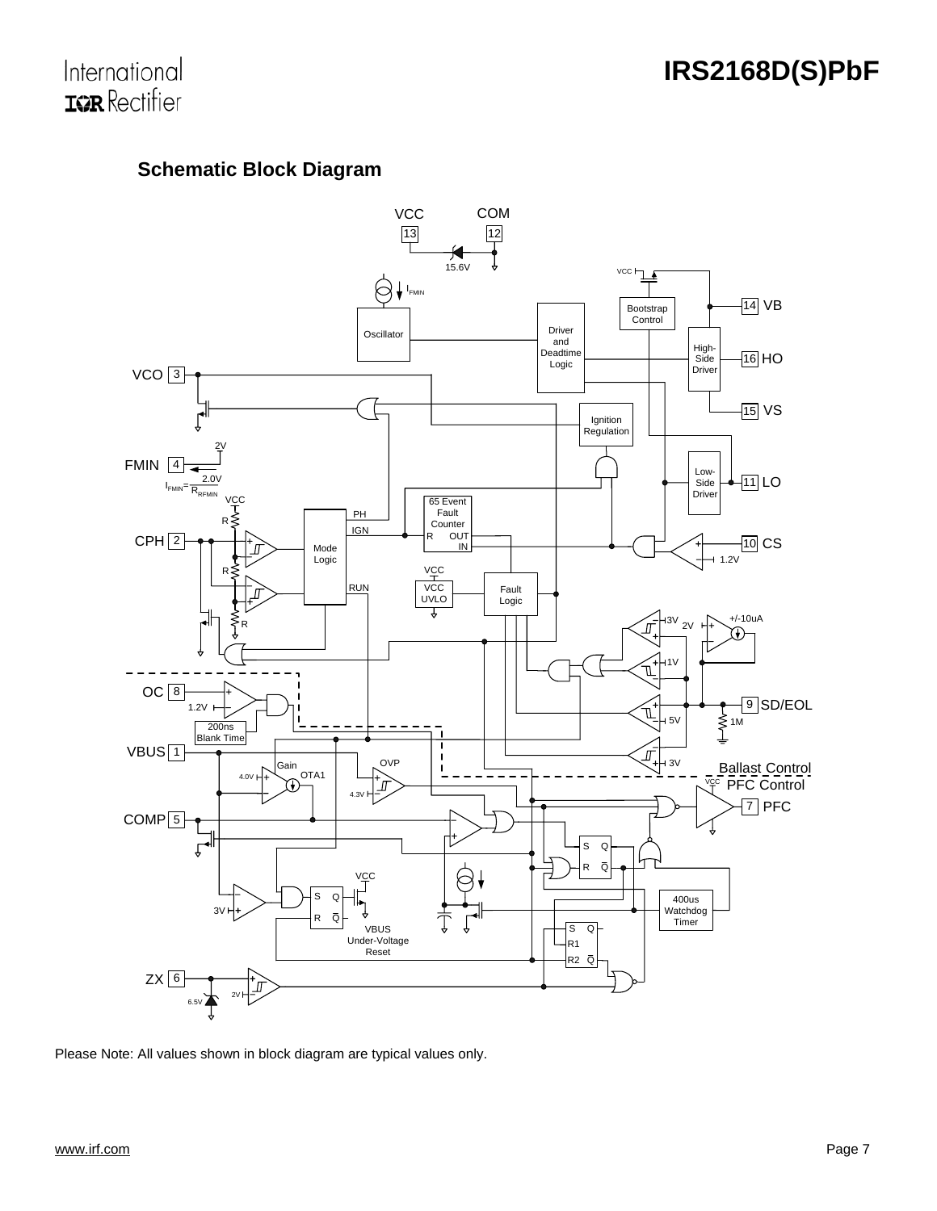## Schematic Block Diagram

Please Note: All values shown in block diagram are typical values only.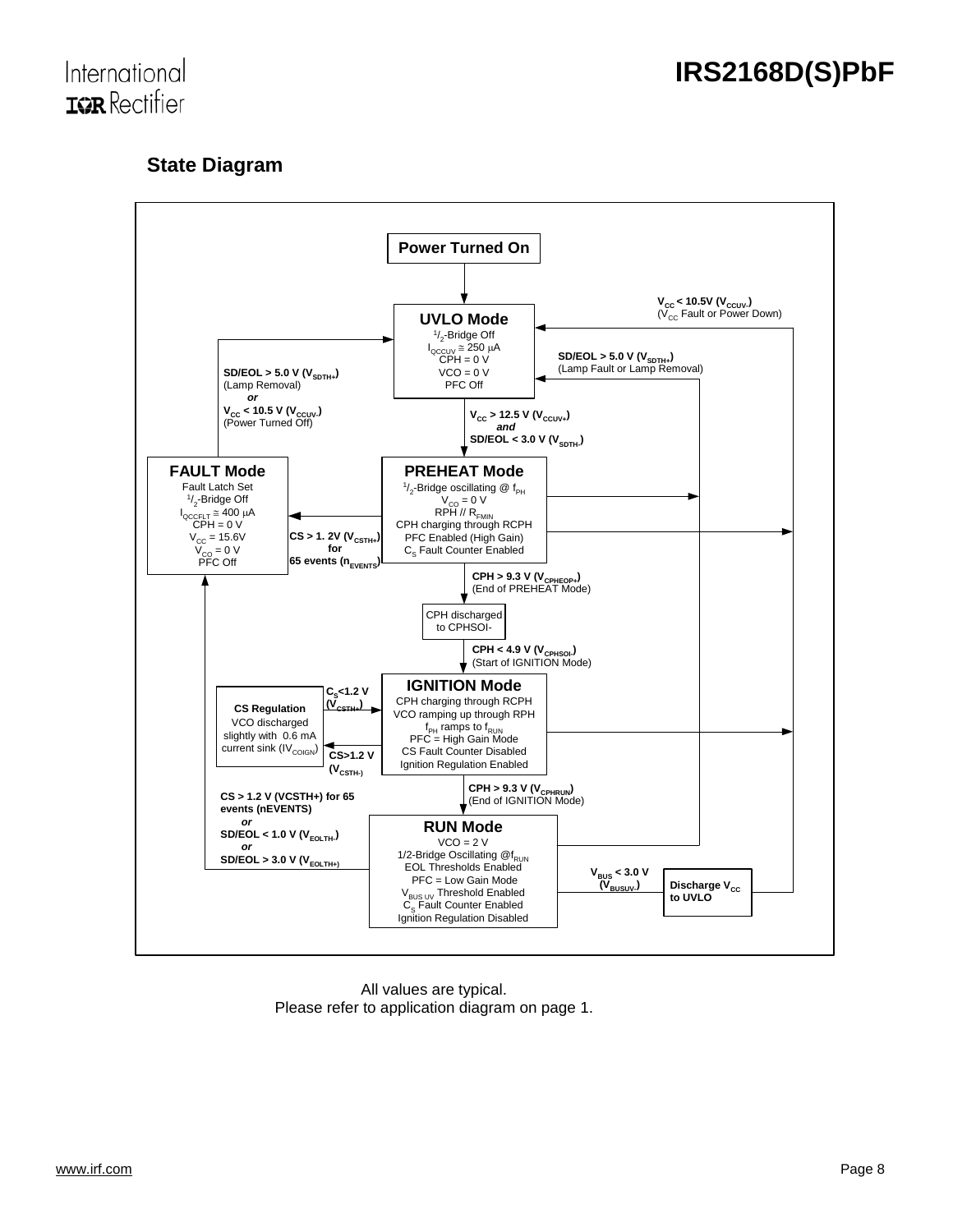## State Diagram

**Power Turned On**

**UVLO Mode**
$^1/_2$-Bridge Off
$I_{QCCUV} \cong 250\ \mu A$
CPH = 0 V
VCO = 0 V
PFC Off

**$V_{CC}$ > 12.5 V ($V_{CCUV+}$)** ***and*** **SD/EOL < 3.0 V ($V_{SDTH-}$)**

**PREHEAT Mode**
$^1/_2$-Bridge oscillating @ $f_{PH}$
$V_{CO}$ = 0 V
RPH // $R_{FMIN}$
CPH charging through RCPH
PFC Enabled (High Gain)
$C_S$ Fault Counter Enabled

**CPH > 9.3 V ($V_{CPHEOP+}$)** (End of PREHEAT Mode)

CPH discharged to CPHSOI-

**CPH < 4.9 V ($V_{CPHSOI-}$)** (Start of IGNITION Mode)

**IGNITION Mode**
CPH charging through RCPH
VCO ramping up through RPH
$f_{PH}$ ramps to $f_{RUN}$
PFC = High Gain Mode
CS Fault Counter Disabled
Ignition Regulation Enabled

**CS Regulation**
VCO discharged slightly with 0.6 mA current sink ($IV_{COIGN}$)

**$C_S$<1.2 V ($V_{CSTH+}$)** (CS Regulation → IGNITION Mode)

**CS>1.2 V ($V_{CSTH-}$)** (IGNITION Mode → CS Regulation)

**CPH > 9.3 V ($V_{CPHRUN}$)** (End of IGNITION Mode)

**RUN Mode**
VCO = 2 V
1/2-Bridge Oscillating @$f_{RUN}$
EOL Thresholds Enabled
PFC = Low Gain Mode
$V_{BUS\ UV}$ Threshold Enabled
$C_S$ Fault Counter Enabled
Ignition Regulation Disabled

**$V_{BUS}$ < 3.0 V ($V_{BUSUV-}$)** (RUN Mode → Discharge $V_{CC}$ to UVLO)

**Discharge $V_{CC}$ to UVLO**

**FAULT Mode**
Fault Latch Set
$^1/_2$-Bridge Off
$I_{QCCFLT} \cong 400\ \mu A$
CPH = 0 V
$V_{CC}$ = 15.6V
$V_{CO}$ = 0 V
PFC Off

Transitions:

- PREHEAT Mode → FAULT Mode: **CS > 1. 2V ($V_{CSTH+}$) for 65 events ($n_{EVENTS}$)**
- RUN Mode → FAULT Mode: **CS > 1.2 V (VCSTH+) for 65 events (nEVENTS)** ***or*** **SD/EOL < 1.0 V ($V_{EOLTH-}$)** ***or*** **SD/EOL > 3.0 V ($V_{EOLTH+}$)**
- FAULT Mode → UVLO Mode: **SD/EOL > 5.0 V ($V_{SDTH+}$)** (Lamp Removal) ***or*** **$V_{CC}$ < 10.5 V ($V_{CCUV-}$)** (Power Turned Off)
- PREHEAT, IGNITION, RUN Modes → UVLO Mode: **SD/EOL > 5.0 V ($V_{SDTH+}$)** (Lamp Fault or Lamp Removal)
- PREHEAT, IGNITION Modes, Discharge $V_{CC}$ → UVLO Mode: **$V_{CC}$ < 10.5V ($V_{CCUV-}$)** ($V_{CC}$ Fault or Power Down)

All values are typical.
Please refer to application diagram on page 1.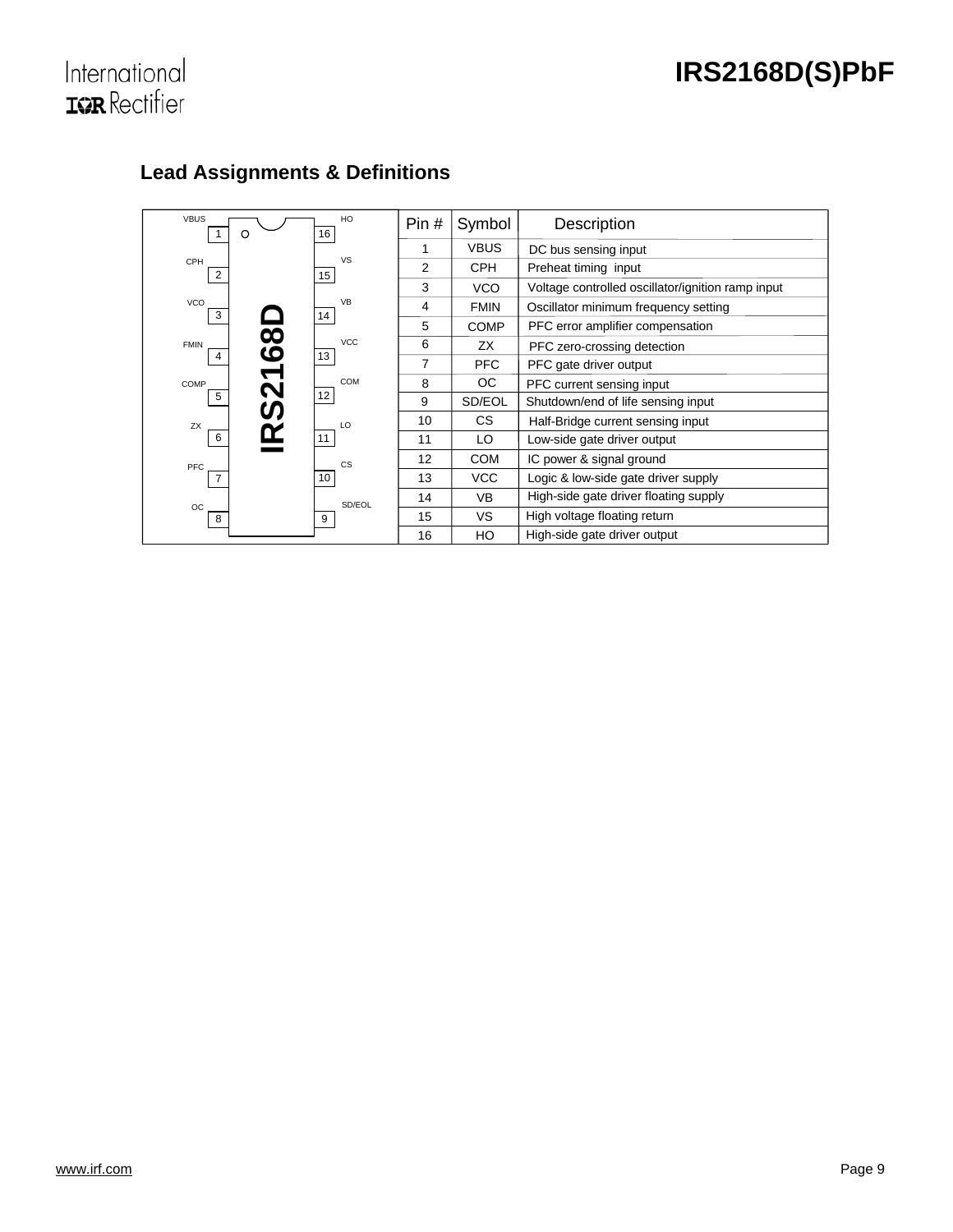## Lead Assignments & Definitions

| Pin # | Symbol | Description |
|---|---|---|
| 1 | VBUS | DC bus sensing input |
| 2 | CPH | Preheat timing input |
| 3 | VCO | Voltage controlled oscillator/ignition ramp input |
| 4 | FMIN | Oscillator minimum frequency setting |
| 5 | COMP | PFC error amplifier compensation |
| 6 | ZX | PFC zero-crossing detection |
| 7 | PFC | PFC gate driver output |
| 8 | OC | PFC current sensing input |
| 9 | SD/EOL | Shutdown/end of life sensing input |
| 10 | CS | Half-Bridge current sensing input |
| 11 | LO | Low-side gate driver output |
| 12 | COM | IC power & signal ground |
| 13 | VCC | Logic & low-side gate driver supply |
| 14 | VB | High-side gate driver floating supply |
| 15 | VS | High voltage floating return |
| 16 | HO | High-side gate driver output |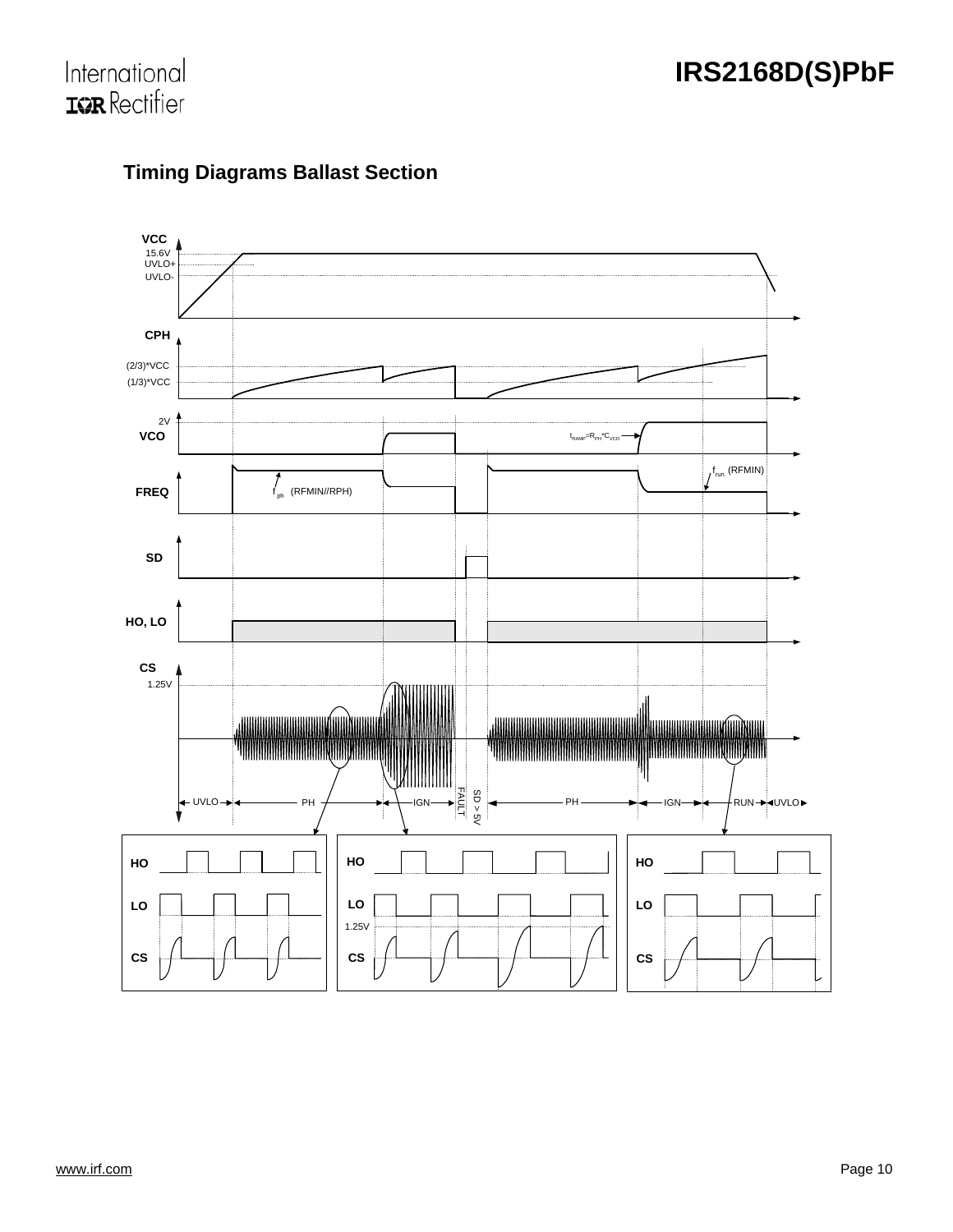## Timing Diagrams Ballast Section

VCC
15.6V
UVLO+
UVLO-

CPH
(2/3)*VCC
(1/3)*VCC

2V
VCO
$t_{RAMP}=R_{PH}*C_{VCO}$

FREQ
$f_{ph}$ (RFMIN//RPH)
$f_{run}$ (RFMIN)

SD

HO, LO

CS
1.25V

UVLO | PH | IGN | FAULT | SD > 5V | PH | IGN | RUN | UVLO

HO
LO
CS

HO
LO
1.25V
CS

HO
LO
CS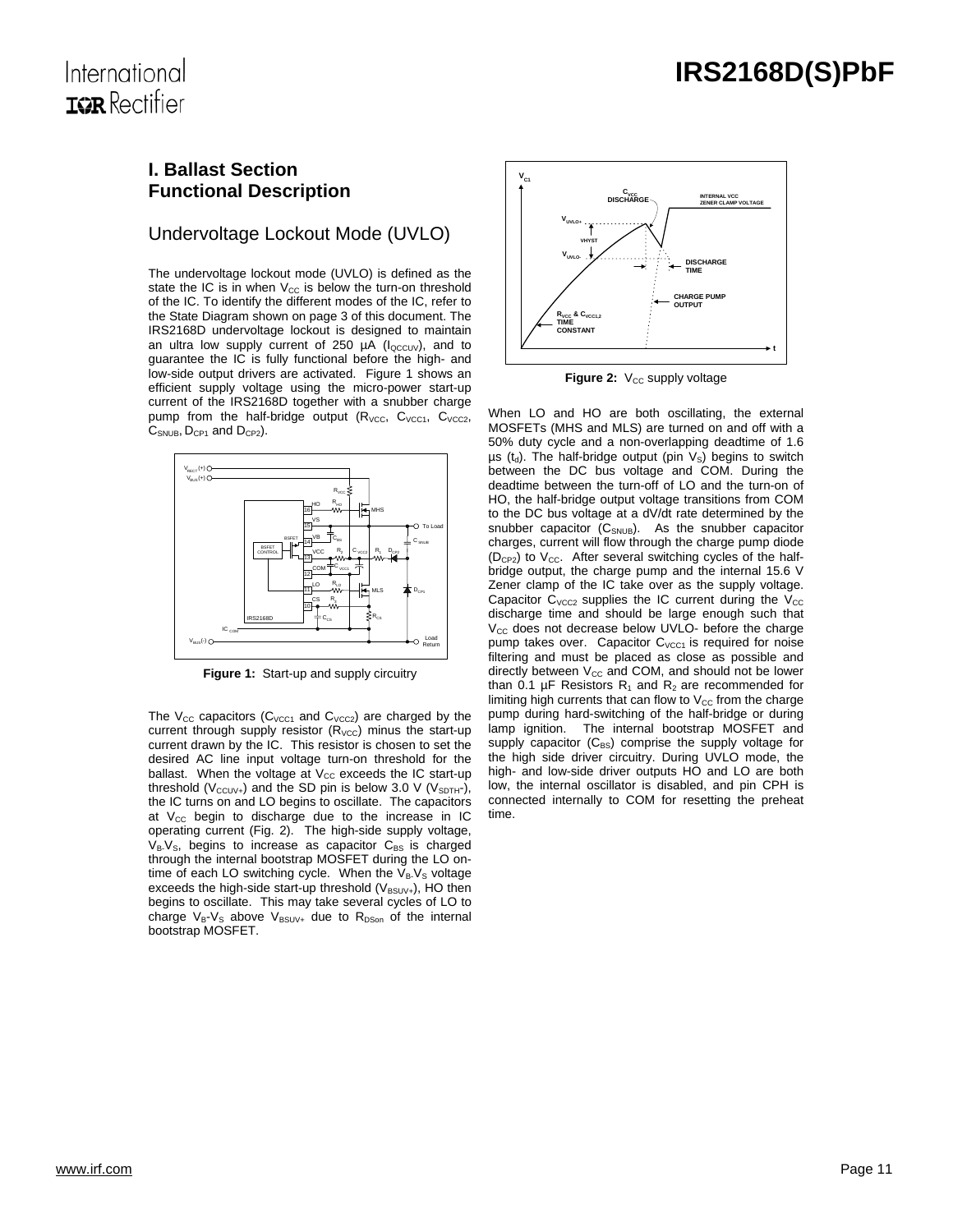# I. Ballast Section Functional Description

## Undervoltage Lockout Mode (UVLO)

The undervoltage lockout mode (UVLO) is defined as the state the IC is in when $V_{CC}$ is below the turn-on threshold of the IC. To identify the different modes of the IC, refer to the State Diagram shown on page 3 of this document. The IRS2168D undervoltage lockout is designed to maintain an ultra low supply current of 250 µA ($I_{QCCUV}$), and to guarantee the IC is fully functional before the high- and low-side output drivers are activated. Figure 1 shows an efficient supply voltage using the micro-power start-up current of the IRS2168D together with a snubber charge pump from the half-bridge output ($R_{VCC}$, $C_{VCC1}$, $C_{VCC2}$, $C_{SNUB}$, $D_{CP1}$ and $D_{CP2}$).

**Figure 1:** Start-up and supply circuitry

The $V_{CC}$ capacitors ($C_{VCC1}$ and $C_{VCC2}$) are charged by the current through supply resistor ($R_{VCC}$) minus the start-up current drawn by the IC. This resistor is chosen to set the desired AC line input voltage turn-on threshold for the ballast. When the voltage at $V_{CC}$ exceeds the IC start-up threshold ($V_{CCUV+}$) and the SD pin is below 3.0 V ($V_{SDTH-}$), the IC turns on and LO begins to oscillate. The capacitors at $V_{CC}$ begin to discharge due to the increase in IC operating current (Fig. 2). The high-side supply voltage, $V_B$-$V_S$, begins to increase as capacitor $C_{BS}$ is charged through the internal bootstrap MOSFET during the LO on-time of each LO switching cycle. When the $V_B$-$V_S$ voltage exceeds the high-side start-up threshold ($V_{BSUV+}$), HO then begins to oscillate. This may take several cycles of LO to charge $V_B$-$V_S$ above $V_{BSUV+}$ due to $R_{DSon}$ of the internal bootstrap MOSFET.

**Figure 2:** $V_{CC}$ supply voltage

When LO and HO are both oscillating, the external MOSFETs (MHS and MLS) are turned on and off with a 50% duty cycle and a non-overlapping deadtime of 1.6 µs ($t_d$). The half-bridge output (pin $V_S$) begins to switch between the DC bus voltage and COM. During the deadtime between the turn-off of LO and the turn-on of HO, the half-bridge output voltage transitions from COM to the DC bus voltage at a dV/dt rate determined by the snubber capacitor ($C_{SNUB}$). As the snubber capacitor charges, current will flow through the charge pump diode ($D_{CP2}$) to $V_{CC}$. After several switching cycles of the half-bridge output, the charge pump and the internal 15.6 V Zener clamp of the IC take over as the supply voltage. Capacitor $C_{VCC2}$ supplies the IC current during the $V_{CC}$ discharge time and should be large enough such that $V_{CC}$ does not decrease below UVLO- before the charge pump takes over. Capacitor $C_{VCC1}$ is required for noise filtering and must be placed as close as possible and directly between $V_{CC}$ and COM, and should not be lower than 0.1 µF Resistors $R_1$ and $R_2$ are recommended for limiting high currents that can flow to $V_{CC}$ from the charge pump during hard-switching of the half-bridge or during lamp ignition. The internal bootstrap MOSFET and supply capacitor ($C_{BS}$) comprise the supply voltage for the high side driver circuitry. During UVLO mode, the high- and low-side driver outputs HO and LO are both low, the internal oscillator is disabled, and pin CPH is connected internally to COM for resetting the preheat time.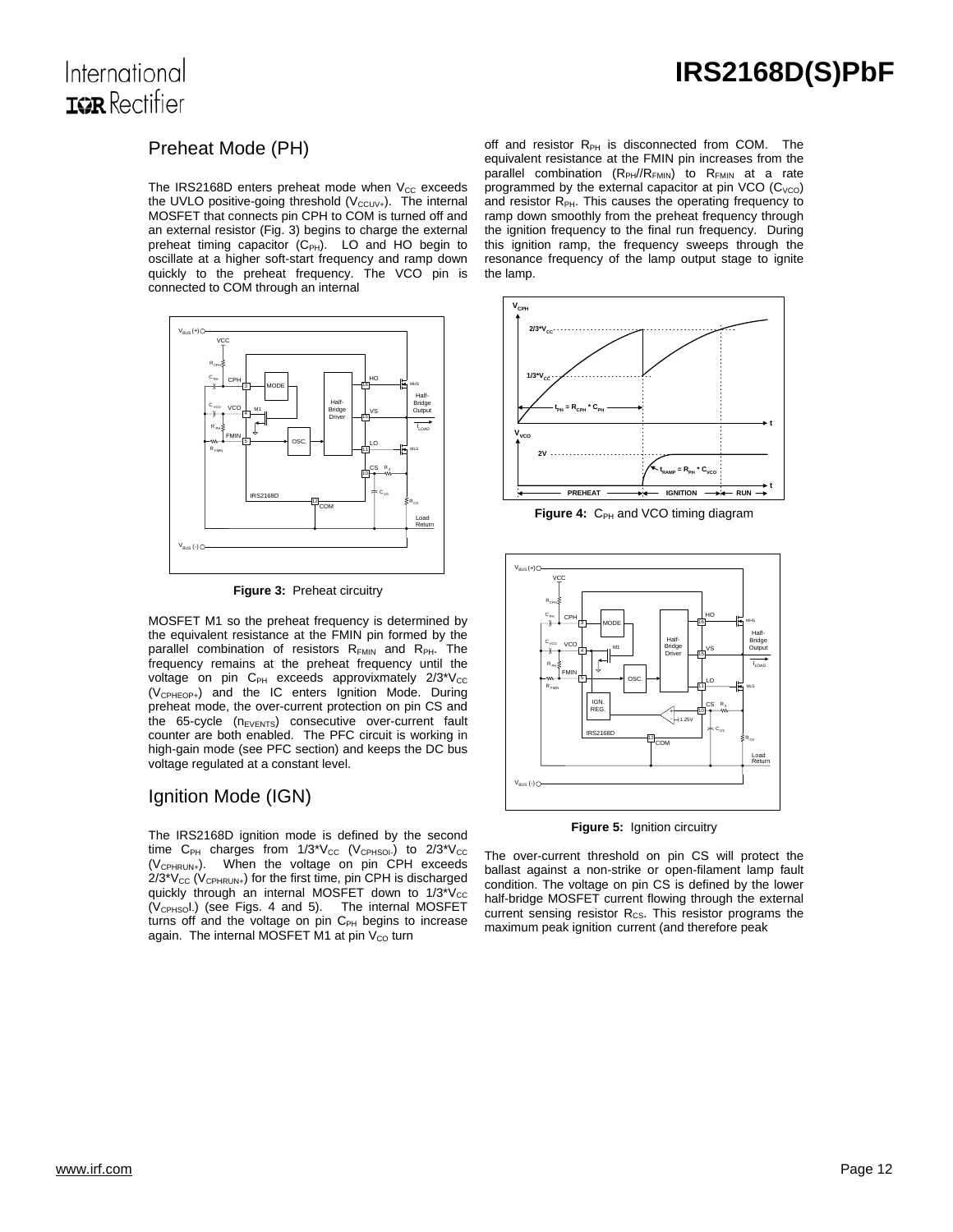## Preheat Mode (PH)

The IRS2168D enters preheat mode when $V_{CC}$ exceeds the UVLO positive-going threshold ($V_{CCUV+}$). The internal MOSFET that connects pin CPH to COM is turned off and an external resistor (Fig. 3) begins to charge the external preheat timing capacitor ($C_{PH}$). LO and HO begin to oscillate at a higher soft-start frequency and ramp down quickly to the preheat frequency. The VCO pin is connected to COM through an internal MOSFET M1 so the preheat frequency is determined by the equivalent resistance at the FMIN pin formed by the parallel combination of resistors $R_{FMIN}$ and $R_{PH}$. The frequency remains at the preheat frequency until the voltage on pin $C_{PH}$ exceeds approvixmately $2/3 \cdot V_{CC}$ ($V_{CPHEOP+}$) and the IC enters Ignition Mode. During preheat mode, the over-current protection on pin CS and the 65-cycle ($n_{EVENTS}$) consecutive over-current fault counter are both enabled. The PFC circuit is working in high-gain mode (see PFC section) and keeps the DC bus voltage regulated at a constant level.

**Figure 3:** Preheat circuitry

## Ignition Mode (IGN)

The IRS2168D ignition mode is defined by the second time $C_{PH}$ charges from $1/3 \cdot V_{CC}$ ($V_{CPHSOI-}$) to $2/3 \cdot V_{CC}$ ($V_{CPHRUN+}$). When the voltage on pin CPH exceeds $2/3 \cdot V_{CC}$ ($V_{CPHRUN+}$) for the first time, pin CPH is discharged quickly through an internal MOSFET down to $1/3 \cdot V_{CC}$ ($V_{CPHSOI-}$) (see Figs. 4 and 5). The internal MOSFET turns off and the voltage on pin $C_{PH}$ begins to increase again. The internal MOSFET M1 at pin $V_{CO}$ turn off and resistor $R_{PH}$ is disconnected from COM. The equivalent resistance at the FMIN pin increases from the parallel combination ($R_{PH}//R_{FMIN}$) to $R_{FMIN}$ at a rate programmed by the external capacitor at pin VCO ($C_{VCO}$) and resistor $R_{PH}$. This causes the operating frequency to ramp down smoothly from the preheat frequency through the ignition frequency to the final run frequency. During this ignition ramp, the frequency sweeps through the resonance frequency of the lamp output stage to ignite the lamp.

**Figure 4:** $C_{PH}$ and VCO timing diagram

**Figure 5:** Ignition circuitry

The over-current threshold on pin CS will protect the ballast against a non-strike or open-filament lamp fault condition. The voltage on pin CS is defined by the lower half-bridge MOSFET current flowing through the external current sensing resistor $R_{CS}$. This resistor programs the maximum peak ignition current (and therefore peak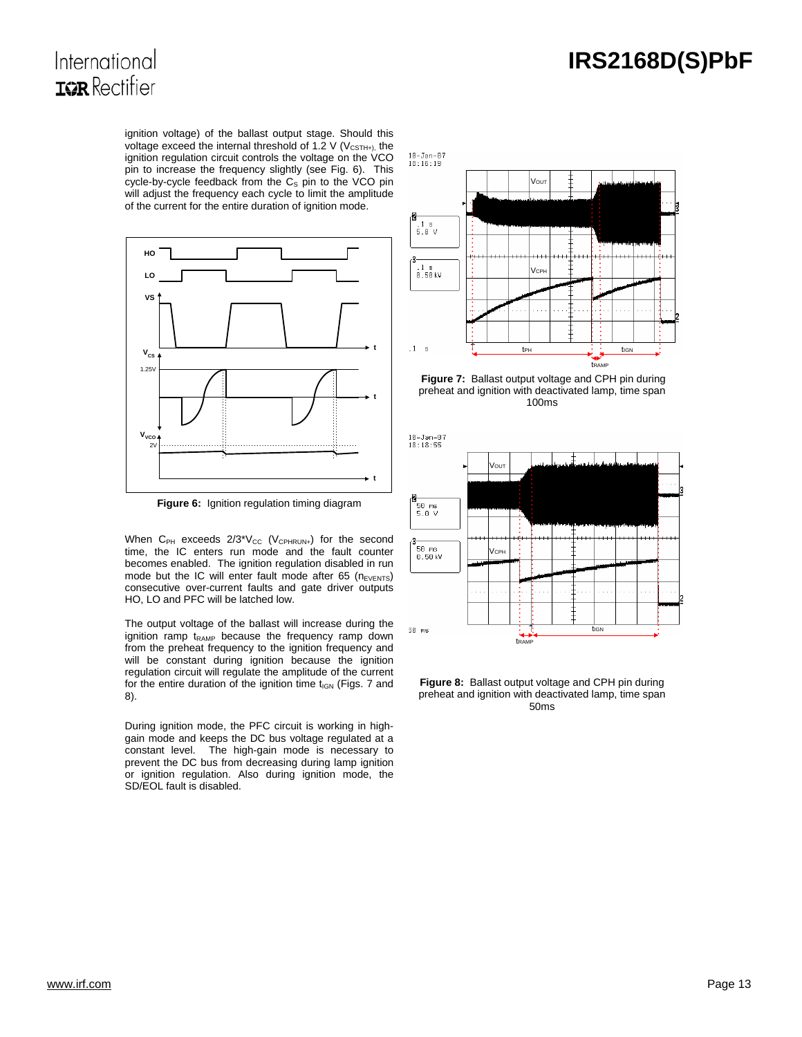ignition voltage) of the ballast output stage. Should this voltage exceed the internal threshold of 1.2 V ($V_{CSTH+}$), the ignition regulation circuit controls the voltage on the VCO pin to increase the frequency slightly (see Fig. 6). This cycle-by-cycle feedback from the $C_S$ pin to the VCO pin will adjust the frequency each cycle to limit the amplitude of the current for the entire duration of ignition mode.

**Figure 6:** Ignition regulation timing diagram

When $C_{PH}$ exceeds $2/3^*V_{CC}$ ($V_{CPHRUN+}$) for the second time, the IC enters run mode and the fault counter becomes enabled. The ignition regulation disabled in run mode but the IC will enter fault mode after 65 ($n_{EVENTS}$) consecutive over-current faults and gate driver outputs HO, LO and PFC will be latched low.

The output voltage of the ballast will increase during the ignition ramp $t_{RAMP}$ because the frequency ramp down from the preheat frequency to the ignition frequency and will be constant during ignition because the ignition regulation circuit will regulate the amplitude of the current for the entire duration of the ignition time $t_{IGN}$ (Figs. 7 and 8).

During ignition mode, the PFC circuit is working in high-gain mode and keeps the DC bus voltage regulated at a constant level. The high-gain mode is necessary to prevent the DC bus from decreasing during lamp ignition or ignition regulation. Also during ignition mode, the SD/EOL fault is disabled.

**Figure 7:** Ballast output voltage and CPH pin during preheat and ignition with deactivated lamp, time span 100ms

**Figure 8:** Ballast output voltage and CPH pin during preheat and ignition with deactivated lamp, time span 50ms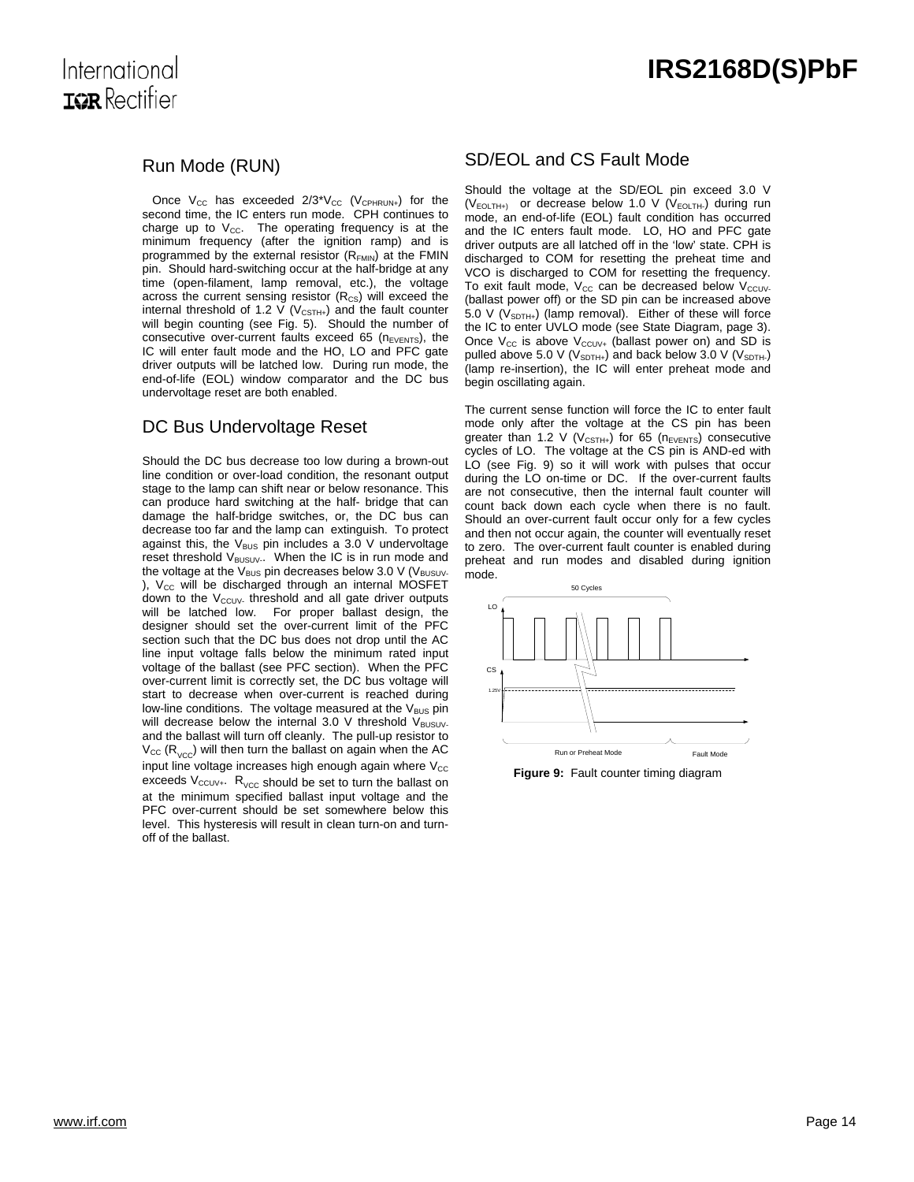## Run Mode (RUN)

Once $V_{CC}$ has exceeded $2/3*V_{CC}$ ($V_{CPHRUN+}$) for the second time, the IC enters run mode. CPH continues to charge up to $V_{CC}$. The operating frequency is at the minimum frequency (after the ignition ramp) and is programmed by the external resistor ($R_{FMIN}$) at the FMIN pin. Should hard-switching occur at the half-bridge at any time (open-filament, lamp removal, etc.), the voltage across the current sensing resistor ($R_{CS}$) will exceed the internal threshold of 1.2 V ($V_{CSTH+}$) and the fault counter will begin counting (see Fig. 5). Should the number of consecutive over-current faults exceed 65 ($n_{EVENTS}$), the IC will enter fault mode and the HO, LO and PFC gate driver outputs will be latched low. During run mode, the end-of-life (EOL) window comparator and the DC bus undervoltage reset are both enabled.

## DC Bus Undervoltage Reset

Should the DC bus decrease too low during a brown-out line condition or over-load condition, the resonant output stage to the lamp can shift near or below resonance. This can produce hard switching at the half- bridge that can damage the half-bridge switches, or, the DC bus can decrease too far and the lamp can extinguish. To protect against this, the $V_{BUS}$ pin includes a 3.0 V undervoltage reset threshold $V_{BUSUV-}$. When the IC is in run mode and the voltage at the $V_{BUS}$ pin decreases below 3.0 V ($V_{BUSUV-}$), $V_{CC}$ will be discharged through an internal MOSFET down to the $V_{CCUV-}$ threshold and all gate driver outputs will be latched low. For proper ballast design, the designer should set the over-current limit of the PFC section such that the DC bus does not drop until the AC line input voltage falls below the minimum rated input voltage of the ballast (see PFC section). When the PFC over-current limit is correctly set, the DC bus voltage will start to decrease when over-current is reached during low-line conditions. The voltage measured at the $V_{BUS}$ pin will decrease below the internal 3.0 V threshold $V_{BUSUV-}$ and the ballast will turn off cleanly. The pull-up resistor to $V_{CC}$ ($R_{VCC}$) will then turn the ballast on again when the AC input line voltage increases high enough again where $V_{CC}$ exceeds $V_{CCUV+}$. $R_{VCC}$ should be set to turn the ballast on at the minimum specified ballast input voltage and the PFC over-current should be set somewhere below this level. This hysteresis will result in clean turn-on and turn-off of the ballast.

## SD/EOL and CS Fault Mode

Should the voltage at the SD/EOL pin exceed 3.0 V ($V_{EOLTH+}$) or decrease below 1.0 V ($V_{EOLTH-}$) during run mode, an end-of-life (EOL) fault condition has occurred and the IC enters fault mode. LO, HO and PFC gate driver outputs are all latched off in the 'low' state. CPH is discharged to COM for resetting the preheat time and VCO is discharged to COM for resetting the frequency. To exit fault mode, $V_{CC}$ can be decreased below $V_{CCUV-}$ (ballast power off) or the SD pin can be increased above 5.0 V ($V_{SDTH+}$) (lamp removal). Either of these will force the IC to enter UVLO mode (see State Diagram, page 3). Once $V_{CC}$ is above $V_{CCUV+}$ (ballast power on) and SD is pulled above 5.0 V ($V_{SDTH+}$) and back below 3.0 V ($V_{SDTH-}$) (lamp re-insertion), the IC will enter preheat mode and begin oscillating again.

The current sense function will force the IC to enter fault mode only after the voltage at the CS pin has been greater than 1.2 V ($V_{CSTH+}$) for 65 ($n_{EVENTS}$) consecutive cycles of LO. The voltage at the CS pin is AND-ed with LO (see Fig. 9) so it will work with pulses that occur during the LO on-time or DC. If the over-current faults are not consecutive, then the internal fault counter will count back down each cycle when there is no fault. Should an over-current fault occur only for a few cycles and then not occur again, the counter will eventually reset to zero. The over-current fault counter is enabled during preheat and run modes and disabled during ignition mode.

**Figure 9:** Fault counter timing diagram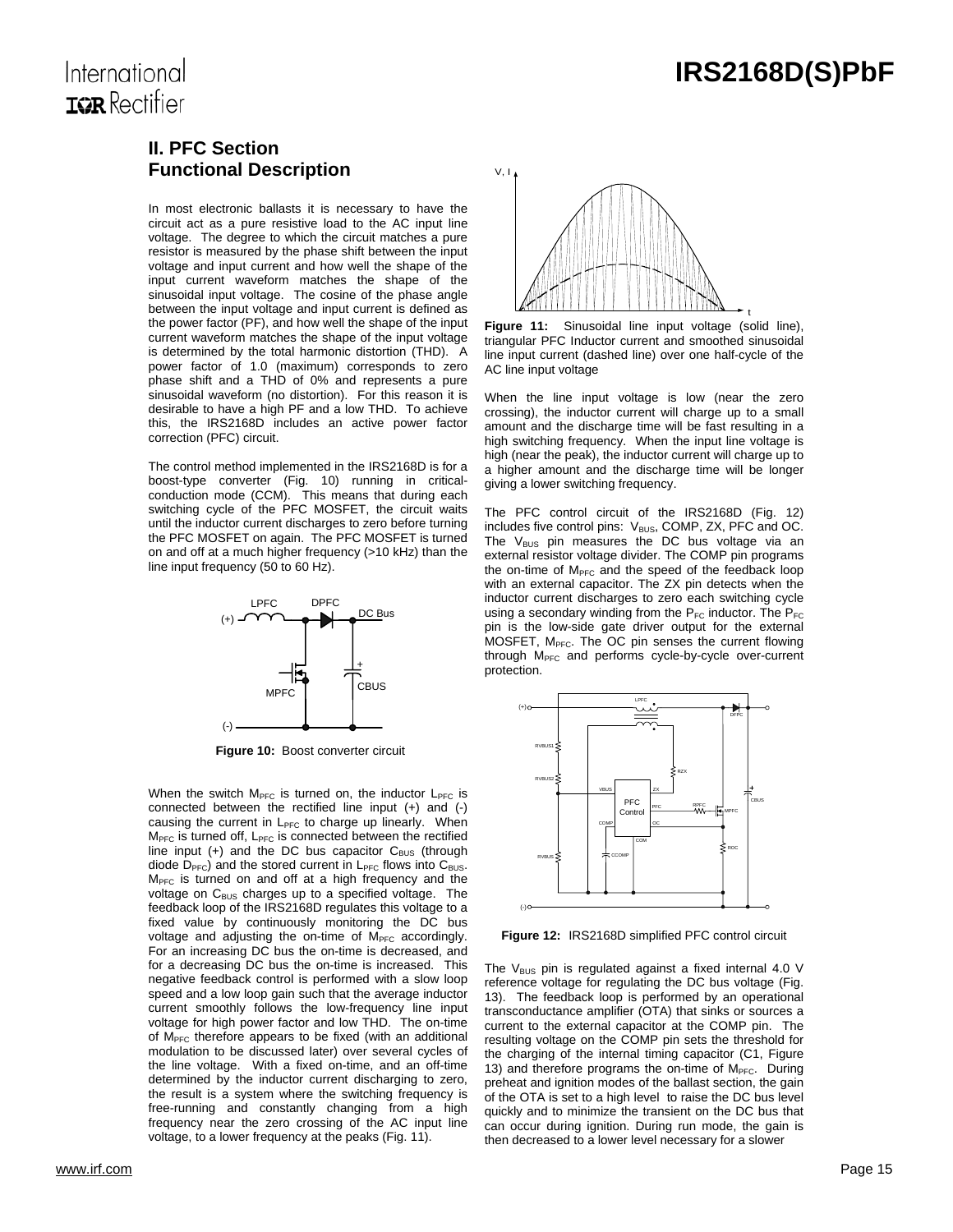## II. PFC Section
## Functional Description

In most electronic ballasts it is necessary to have the circuit act as a pure resistive load to the AC input line voltage. The degree to which the circuit matches a pure resistor is measured by the phase shift between the input voltage and input current and how well the shape of the input current waveform matches the shape of the sinusoidal input voltage. The cosine of the phase angle between the input voltage and input current is defined as the power factor (PF), and how well the shape of the input current waveform matches the shape of the input voltage is determined by the total harmonic distortion (THD). A power factor of 1.0 (maximum) corresponds to zero phase shift and a THD of 0% and represents a pure sinusoidal waveform (no distortion). For this reason it is desirable to have a high PF and a low THD. To achieve this, the IRS2168D includes an active power factor correction (PFC) circuit.

The control method implemented in the IRS2168D is for a boost-type converter (Fig. 10) running in critical-conduction mode (CCM). This means that during each switching cycle of the PFC MOSFET, the circuit waits until the inductor current discharges to zero before turning the PFC MOSFET on again. The PFC MOSFET is turned on and off at a much higher frequency (>10 kHz) than the line input frequency (50 to 60 Hz).

**Figure 10:** Boost converter circuit

When the switch $M_{PFC}$ is turned on, the inductor $L_{PFC}$ is connected between the rectified line input (+) and (-) causing the current in $L_{PFC}$ to charge up linearly. When $M_{PFC}$ is turned off, $L_{PFC}$ is connected between the rectified line input (+) and the DC bus capacitor $C_{BUS}$ (through diode $D_{PFC}$) and the stored current in $L_{PFC}$ flows into $C_{BUS}$. $M_{PFC}$ is turned on and off at a high frequency and the voltage on $C_{BUS}$ charges up to a specified voltage. The feedback loop of the IRS2168D regulates this voltage to a fixed value by continuously monitoring the DC bus voltage and adjusting the on-time of $M_{PFC}$ accordingly. For an increasing DC bus the on-time is decreased, and for a decreasing DC bus the on-time is increased. This negative feedback control is performed with a slow loop speed and a low loop gain such that the average inductor current smoothly follows the low-frequency line input voltage for high power factor and low THD. The on-time of $M_{PFC}$ therefore appears to be fixed (with an additional modulation to be discussed later) over several cycles of the line voltage. With a fixed on-time, and an off-time determined by the inductor current discharging to zero, the result is a system where the switching frequency is free-running and constantly changing from a high frequency near the zero crossing of the AC input line voltage, to a lower frequency at the peaks (Fig. 11).

**Figure 11:** Sinusoidal line input voltage (solid line), triangular PFC Inductor current and smoothed sinusoidal line input current (dashed line) over one half-cycle of the AC line input voltage

When the line input voltage is low (near the zero crossing), the inductor current will charge up to a small amount and the discharge time will be fast resulting in a high switching frequency. When the input line voltage is high (near the peak), the inductor current will charge up to a higher amount and the discharge time will be longer giving a lower switching frequency.

The PFC control circuit of the IRS2168D (Fig. 12) includes five control pins: $V_{BUS}$, COMP, ZX, PFC and OC. The $V_{BUS}$ pin measures the DC bus voltage via an external resistor voltage divider. The COMP pin programs the on-time of $M_{PFC}$ and the speed of the feedback loop with an external capacitor. The ZX pin detects when the inductor current discharges to zero each switching cycle using a secondary winding from the $P_{FC}$ inductor. The $P_{FC}$ pin is the low-side gate driver output for the external MOSFET, $M_{PFC}$. The OC pin senses the current flowing through $M_{PFC}$ and performs cycle-by-cycle over-current protection.

**Figure 12:** IRS2168D simplified PFC control circuit

The $V_{BUS}$ pin is regulated against a fixed internal 4.0 V reference voltage for regulating the DC bus voltage (Fig. 13). The feedback loop is performed by an operational transconductance amplifier (OTA) that sinks or sources a current to the external capacitor at the COMP pin. The resulting voltage on the COMP pin sets the threshold for the charging of the internal timing capacitor (C1, Figure 13) and therefore programs the on-time of $M_{PFC}$. During preheat and ignition modes of the ballast section, the gain of the OTA is set to a high level to raise the DC bus level quickly and to minimize the transient on the DC bus that can occur during ignition. During run mode, the gain is then decreased to a lower level necessary for a slower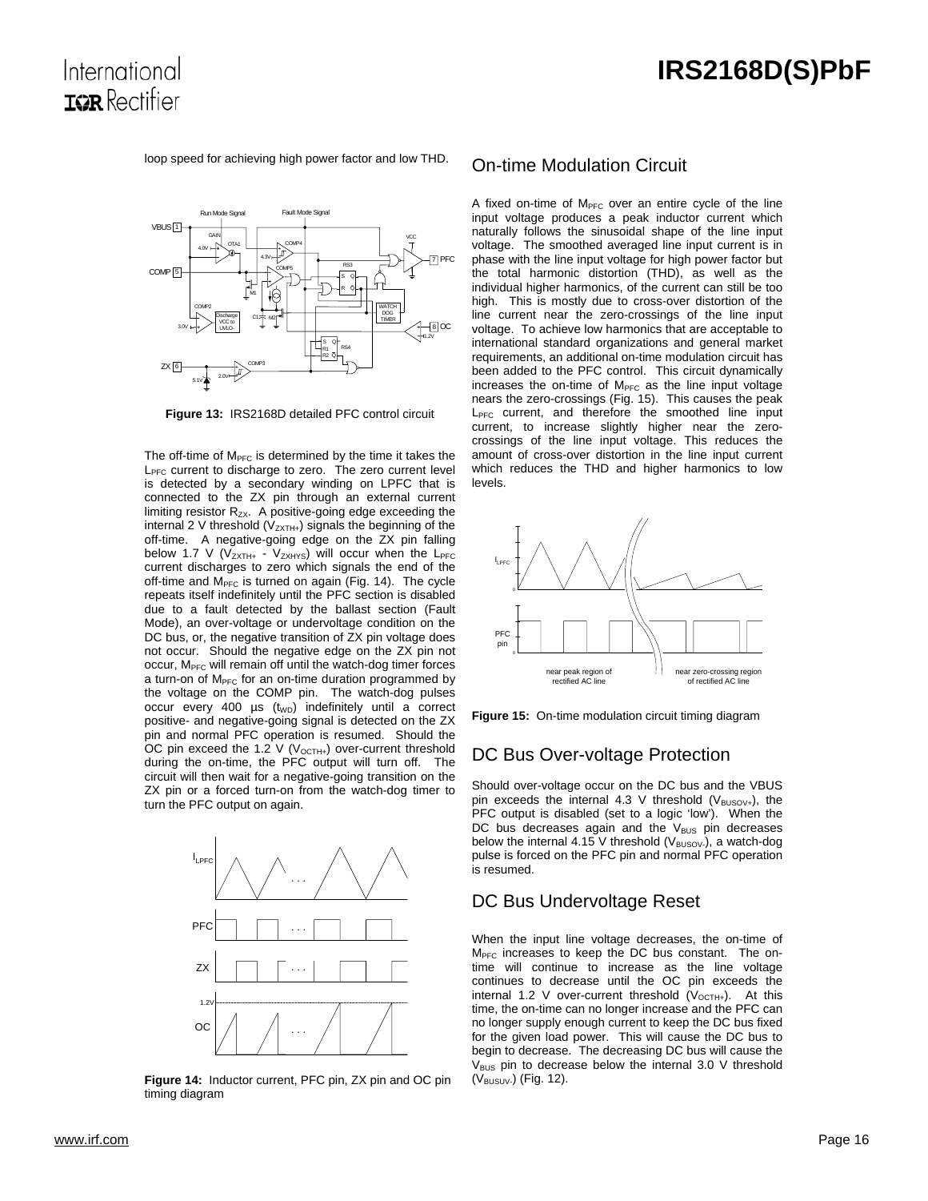loop speed for achieving high power factor and low THD.

**Figure 13:** IRS2168D detailed PFC control circuit

The off-time of $M_{PFC}$ is determined by the time it takes the $L_{PFC}$ current to discharge to zero. The zero current level is detected by a secondary winding on LPFC that is connected to the ZX pin through an external current limiting resistor $R_{ZX}$. A positive-going edge exceeding the internal 2 V threshold ($V_{ZXTH+}$) signals the beginning of the off-time. A negative-going edge on the ZX pin falling below 1.7 V ($V_{ZXTH+}$ - $V_{ZXHYS}$) will occur when the $L_{PFC}$ current discharges to zero which signals the end of the off-time and $M_{PFC}$ is turned on again (Fig. 14). The cycle repeats itself indefinitely until the PFC section is disabled due to a fault detected by the ballast section (Fault Mode), an over-voltage or undervoltage condition on the DC bus, or, the negative transition of ZX pin voltage does not occur. Should the negative edge on the ZX pin not occur, $M_{PFC}$ will remain off until the watch-dog timer forces a turn-on of $M_{PFC}$ for an on-time duration programmed by the voltage on the COMP pin. The watch-dog pulses occur every 400 µs ($t_{WD}$) indefinitely until a correct positive- and negative-going signal is detected on the ZX pin and normal PFC operation is resumed. Should the OC pin exceed the 1.2 V ($V_{OCTH+}$) over-current threshold during the on-time, the PFC output will turn off. The circuit will then wait for a negative-going transition on the ZX pin or a forced turn-on from the watch-dog timer to turn the PFC output on again.

**Figure 14:** Inductor current, PFC pin, ZX pin and OC pin timing diagram

## On-time Modulation Circuit

A fixed on-time of $M_{PFC}$ over an entire cycle of the line input voltage produces a peak inductor current which naturally follows the sinusoidal shape of the line input voltage. The smoothed averaged line input current is in phase with the line input voltage for high power factor but the total harmonic distortion (THD), as well as the individual higher harmonics, of the current can still be too high. This is mostly due to cross-over distortion of the line current near the zero-crossings of the line input voltage. To achieve low harmonics that are acceptable to international standard organizations and general market requirements, an additional on-time modulation circuit has been added to the PFC control. This circuit dynamically increases the on-time of $M_{PFC}$ as the line input voltage nears the zero-crossings (Fig. 15). This causes the peak $L_{PFC}$ current, and therefore the smoothed line input current, to increase slightly higher near the zero-crossings of the line input voltage. This reduces the amount of cross-over distortion in the line input current which reduces the THD and higher harmonics to low levels.

**Figure 15:** On-time modulation circuit timing diagram

## DC Bus Over-voltage Protection

Should over-voltage occur on the DC bus and the VBUS pin exceeds the internal 4.3 V threshold ($V_{BUSOV+}$), the PFC output is disabled (set to a logic 'low'). When the DC bus decreases again and the $V_{BUS}$ pin decreases below the internal 4.15 V threshold ($V_{BUSOV-}$), a watch-dog pulse is forced on the PFC pin and normal PFC operation is resumed.

## DC Bus Undervoltage Reset

When the input line voltage decreases, the on-time of $M_{PFC}$ increases to keep the DC bus constant. The on-time will continue to increase as the line voltage continues to decrease until the OC pin exceeds the internal 1.2 V over-current threshold ($V_{OCTH+}$). At this time, the on-time can no longer increase and the PFC can no longer supply enough current to keep the DC bus fixed for the given load power. This will cause the DC bus to begin to decrease. The decreasing DC bus will cause the $V_{BUS}$ pin to decrease below the internal 3.0 V threshold ($V_{BUSUV-}$) (Fig. 12).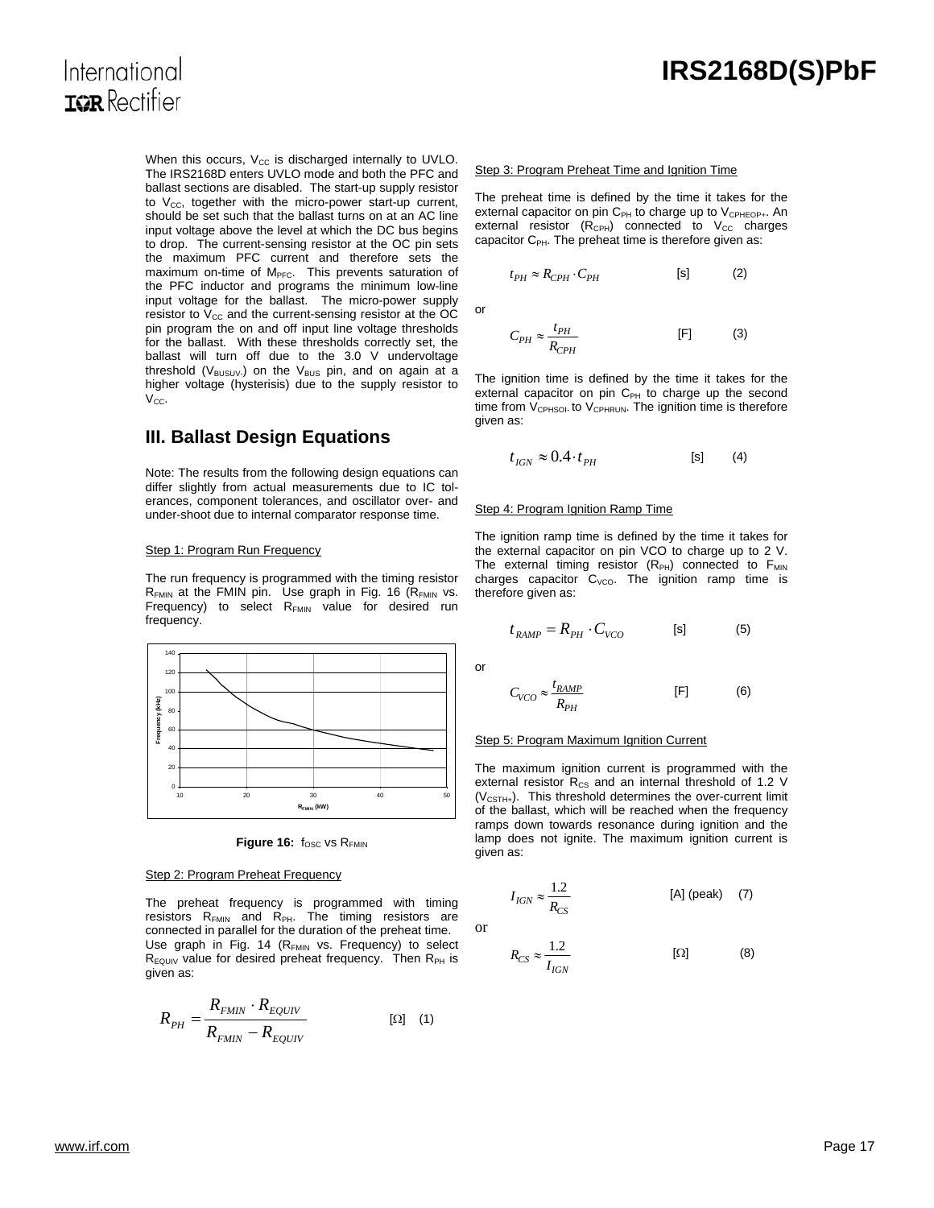When this occurs, $V_{CC}$ is discharged internally to UVLO. The IRS2168D enters UVLO mode and both the PFC and ballast sections are disabled. The start-up supply resistor to $V_{CC}$, together with the micro-power start-up current, should be set such that the ballast turns on at an AC line input voltage above the level at which the DC bus begins to drop. The current-sensing resistor at the OC pin sets the maximum PFC current and therefore sets the maximum on-time of $M_{PFC}$. This prevents saturation of the PFC inductor and programs the minimum low-line input voltage for the ballast. The micro-power supply resistor to $V_{CC}$ and the current-sensing resistor at the OC pin program the on and off input line voltage thresholds for the ballast. With these thresholds correctly set, the ballast will turn off due to the 3.0 V undervoltage threshold ($V_{BUSUV-}$) on the $V_{BUS}$ pin, and on again at a higher voltage (hysterisis) due to the supply resistor to $V_{CC}$.

## III. Ballast Design Equations

Note: The results from the following design equations can differ slightly from actual measurements due to IC tolerances, component tolerances, and oscillator over- and under-shoot due to internal comparator response time.

Step 1: Program Run Frequency

The run frequency is programmed with the timing resistor $R_{FMIN}$ at the FMIN pin. Use graph in Fig. 16 ($R_{FMIN}$ vs. Frequency) to select $R_{FMIN}$ value for desired run frequency.

**Figure 16:** $f_{OSC}$ vs $R_{FMIN}$

Step 2: Program Preheat Frequency

The preheat frequency is programmed with timing resistors $R_{FMIN}$ and $R_{PH}$. The timing resistors are connected in parallel for the duration of the preheat time. Use graph in Fig. 14 ($R_{FMIN}$ vs. Frequency) to select $R_{EQUIV}$ value for desired preheat frequency. Then $R_{PH}$ is given as:

$$R_{PH} = \frac{R_{FMIN} \cdot R_{EQUIV}}{R_{FMIN} - R_{EQUIV}} \quad [\Omega] \quad (1)$$

Step 3: Program Preheat Time and Ignition Time

The preheat time is defined by the time it takes for the external capacitor on pin $C_{PH}$ to charge up to $V_{CPHEOP+}$. An external resistor ($R_{CPH}$) connected to $V_{CC}$ charges capacitor $C_{PH}$. The preheat time is therefore given as:

$$t_{PH} \approx R_{CPH} \cdot C_{PH} \quad [s] \quad (2)$$

or

$$C_{PH} \approx \frac{t_{PH}}{R_{CPH}} \quad [F] \quad (3)$$

The ignition time is defined by the time it takes for the external capacitor on pin $C_{PH}$ to charge up the second time from $V_{CPHSOI-}$ to $V_{CPHRUN}$. The ignition time is therefore given as:

$$t_{IGN} \approx 0.4 \cdot t_{PH} \quad [s] \quad (4)$$

Step 4: Program Ignition Ramp Time

The ignition ramp time is defined by the time it takes for the external capacitor on pin VCO to charge up to 2 V. The external timing resistor ($R_{PH}$) connected to $F_{MIN}$ charges capacitor $C_{VCO}$. The ignition ramp time is therefore given as:

$$t_{RAMP} = R_{PH} \cdot C_{VCO} \quad [s] \quad (5)$$

or

$$C_{VCO} \approx \frac{t_{RAMP}}{R_{PH}} \quad [F] \quad (6)$$

Step 5: Program Maximum Ignition Current

The maximum ignition current is programmed with the external resistor $R_{CS}$ and an internal threshold of 1.2 V ($V_{CSTH+}$). This threshold determines the over-current limit of the ballast, which will be reached when the frequency ramps down towards resonance during ignition and the lamp does not ignite. The maximum ignition current is given as:

$$I_{IGN} \approx \frac{1.2}{R_{CS}} \quad [A]\ (peak) \quad (7)$$

or

$$R_{CS} \approx \frac{1.2}{I_{IGN}} \quad [\Omega] \quad (8)$$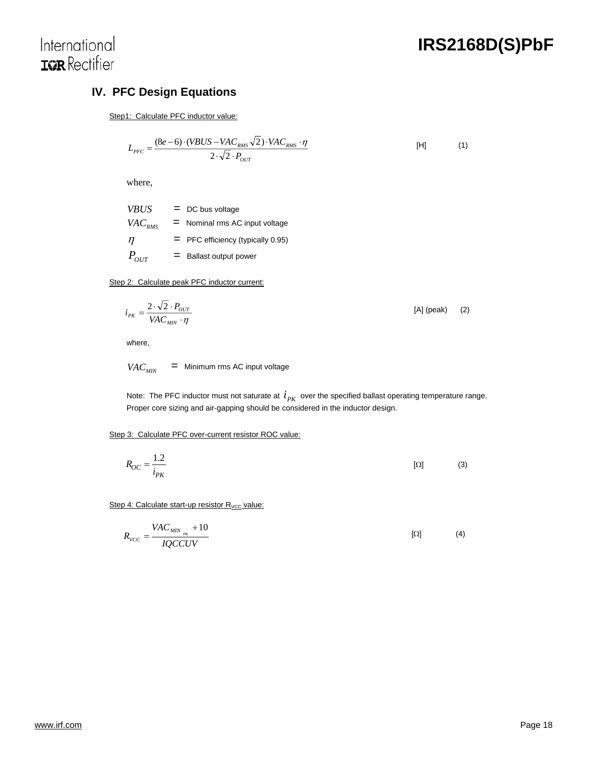## IV. PFC Design Equations

Step1: Calculate PFC inductor value:

$$L_{PFC} = \frac{(8e-6)\cdot(VBUS - VAC_{RMS}\sqrt{2})\cdot VAC_{RMS}\cdot\eta}{2\cdot\sqrt{2}\cdot P_{OUT}} \quad \text{[H]} \qquad (1)$$

where,

- $VBUS$ = DC bus voltage
- $VAC_{RMS}$ = Nominal rms AC input voltage
- $\eta$ = PFC efficiency (typically 0.95)
- $P_{OUT}$ = Ballast output power

Step 2: Calculate peak PFC inductor current:

$$i_{PK} = \frac{2\cdot\sqrt{2}\cdot P_{OUT}}{VAC_{MIN}\cdot\eta} \quad \text{[A] (peak)} \qquad (2)$$

where,

- $VAC_{MIN}$ = Minimum rms AC input voltage

Note: The PFC inductor must not saturate at $i_{PK}$ over the specified ballast operating temperature range. Proper core sizing and air-gapping should be considered in the inductor design.

Step 3: Calculate PFC over-current resistor ROC value:

$$R_{OC} = \frac{1.2}{i_{PK}} \quad [\Omega] \qquad (3)$$

Step 4: Calculate start-up resistor $R_{VCC}$ value:

$$R_{VCC} = \frac{VAC_{MIN_{PK}} + 10}{IQCCUV} \quad [\Omega] \qquad (4)$$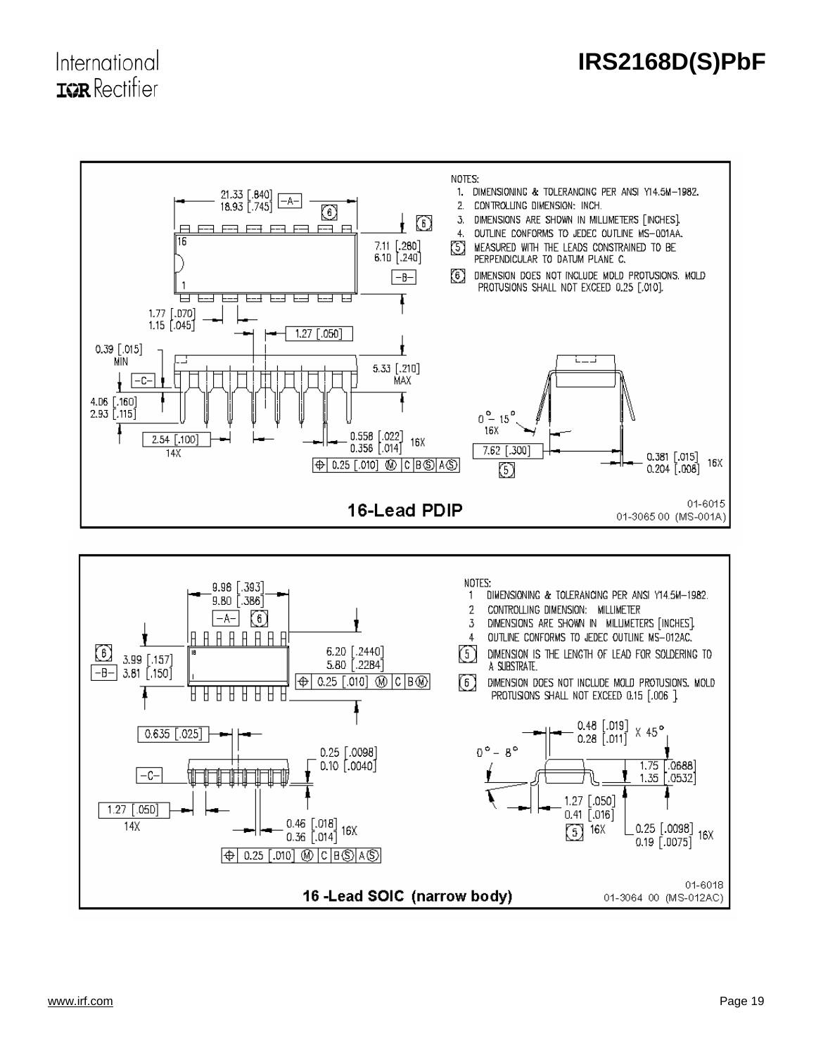NOTES:

1. DIMENSIONING & TOLERANCING PER ANSI Y14.5M-1982.
2. CONTROLLING DIMENSION: INCH.
3. DIMENSIONS ARE SHOWN IN MILLIMETERS [INCHES].
4. OUTLINE CONFORMS TO JEDEC OUTLINE MS-001AA.
5. MEASURED WITH THE LEADS CONSTRAINED TO BE PERPENDICULAR TO DATUM PLANE C.
6. DIMENSION DOES NOT INCLUDE MOLD PROTUSIONS. MOLD PROTUSIONS SHALL NOT EXCEED 0.25 [.010].

21.33 [.840] / 18.93 [.745] -A- (6)

7.11 [.280] / 6.10 [.240] -B-

1.77 [.070] / 1.15 [.045]

1.27 [.050]

0.39 [.015] MIN

5.33 [.210] MAX

-C-

4.06 [.160] / 2.93 [.115]

2.54 [.100] 14X

0.558 [.022] / 0.356 [.014] 16X

⊕ 0.25 [.010] Ⓜ C B Ⓢ A Ⓢ

0° - 15° 16X

7.62 [.300] (5)

0.381 [.015] / 0.204 [.008] 16X

## 16-Lead PDIP

01-6015
01-3065 00 (MS-001A)

NOTES:

1. DIMENSIONING & TOLERANCING PER ANSI Y14.5M-1982.
2. CONTROLLING DIMENSION: MILLIMETER
3. DIMENSIONS ARE SHOWN IN MILLIMETERS [INCHES].
4. OUTLINE CONFORMS TO JEDEC OUTLINE MS-012AC.
5. DIMENSION IS THE LENGTH OF LEAD FOR SOLDERING TO A SUBSTRATE.
6. DIMENSION DOES NOT INCLUDE MOLD PROTUSIONS. MOLD PROTUSIONS SHALL NOT EXCEED 0.15 [.006 ].

9.98 [.393] / 9.80 [.386] -A- (6)

(6) -B- 3.99 [.157] / 3.81 [.150]

6.20 [.2440] / 5.80 [.2284]

⊕ 0.25 [.010] Ⓜ C B Ⓜ

0.635 [.025]

0.25 [.0098] / 0.10 [.0040]

-C-

1.27 [.050] 14X

0.46 [.018] / 0.36 [.014] 16X

⊕ 0.25 [.010] Ⓜ C B Ⓢ A Ⓢ

0.48 [.019] / 0.28 [.011] X 45°

0° - 8°

1.75 [.0688] / 1.35 [.0532]

1.27 [.050] / 0.41 [.016] (5) 16X

0.25 [.0098] / 0.19 [.0075] 16X

## 16 -Lead SOIC (narrow body)

01-6018
01-3064 00 (MS-012AC)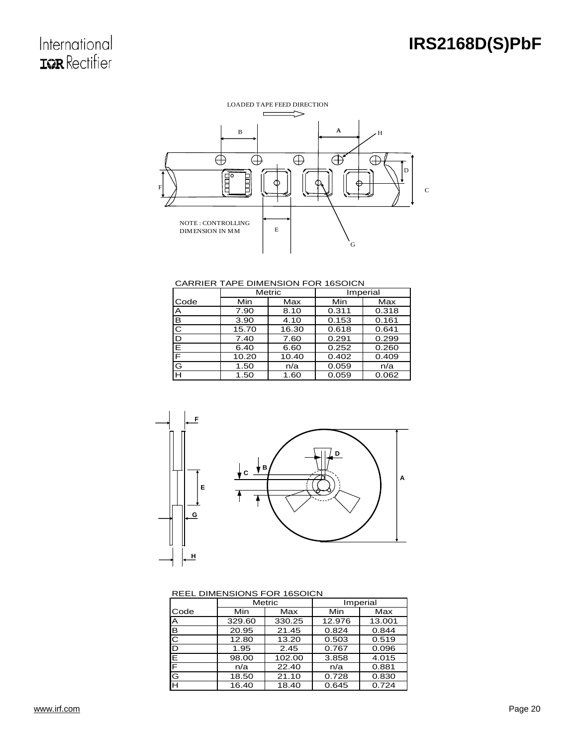LOADED TAPE FEED DIRECTION

NOTE : CONTROLLING DIMENSION IN MM

CARRIER TAPE DIMENSION FOR 16SOICN

| | Metric | | Imperial | |
|---|---|---|---|---|
| Code | Min | Max | Min | Max |
| A | 7.90 | 8.10 | 0.311 | 0.318 |
| B | 3.90 | 4.10 | 0.153 | 0.161 |
| C | 15.70 | 16.30 | 0.618 | 0.641 |
| D | 7.40 | 7.60 | 0.291 | 0.299 |
| E | 6.40 | 6.60 | 0.252 | 0.260 |
| F | 10.20 | 10.40 | 0.402 | 0.409 |
| G | 1.50 | n/a | 0.059 | n/a |
| H | 1.50 | 1.60 | 0.059 | 0.062 |

REEL DIMENSIONS FOR 16SOICN

| | Metric | | Imperial | |
|---|---|---|---|---|
| Code | Min | Max | Min | Max |
| A | 329.60 | 330.25 | 12.976 | 13.001 |
| B | 20.95 | 21.45 | 0.824 | 0.844 |
| C | 12.80 | 13.20 | 0.503 | 0.519 |
| D | 1.95 | 2.45 | 0.767 | 0.096 |
| E | 98.00 | 102.00 | 3.858 | 4.015 |
| F | n/a | 22.40 | n/a | 0.881 |
| G | 18.50 | 21.10 | 0.728 | 0.830 |
| H | 16.40 | 18.40 | 0.645 | 0.724 |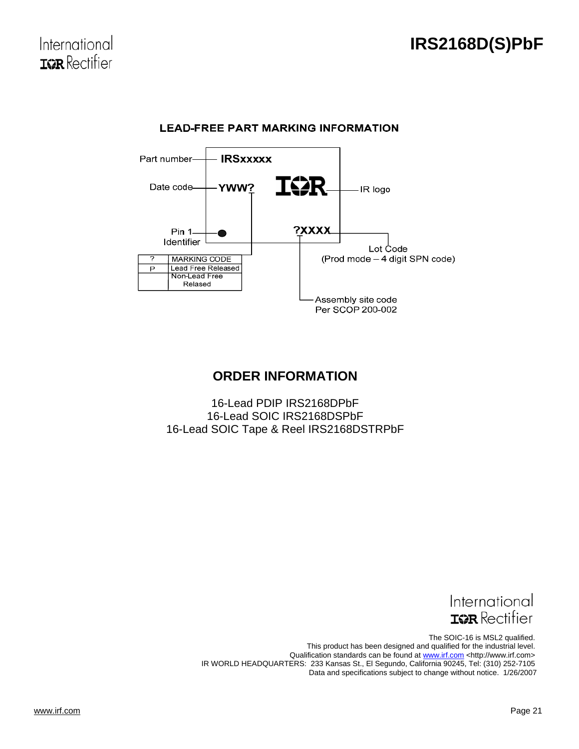## LEAD-FREE PART MARKING INFORMATION

Part number — IRSxxxxx

Date code — YWW?

IR logo

Pin 1 Identifier

?XXXX

Lot Code (Prod mode – 4 digit SPN code)

Assembly site code Per SCOP 200-002

| ? | MARKING CODE |
|---|---|
| P | Lead Free Released |
| | Non-Lead Free Relased |

## ORDER INFORMATION

16-Lead PDIP IRS2168DPbF
16-Lead SOIC IRS2168DSPbF
16-Lead SOIC Tape & Reel IRS2168DSTRPbF

International IOR Rectifier

The SOIC-16 is MSL2 qualified.
This product has been designed and qualified for the industrial level.
Qualification standards can be found at www.irf.com <http://www.irf.com>
IR WORLD HEADQUARTERS: 233 Kansas St., El Segundo, California 90245, Tel: (310) 252-7105
Data and specifications subject to change without notice. 1/26/2007